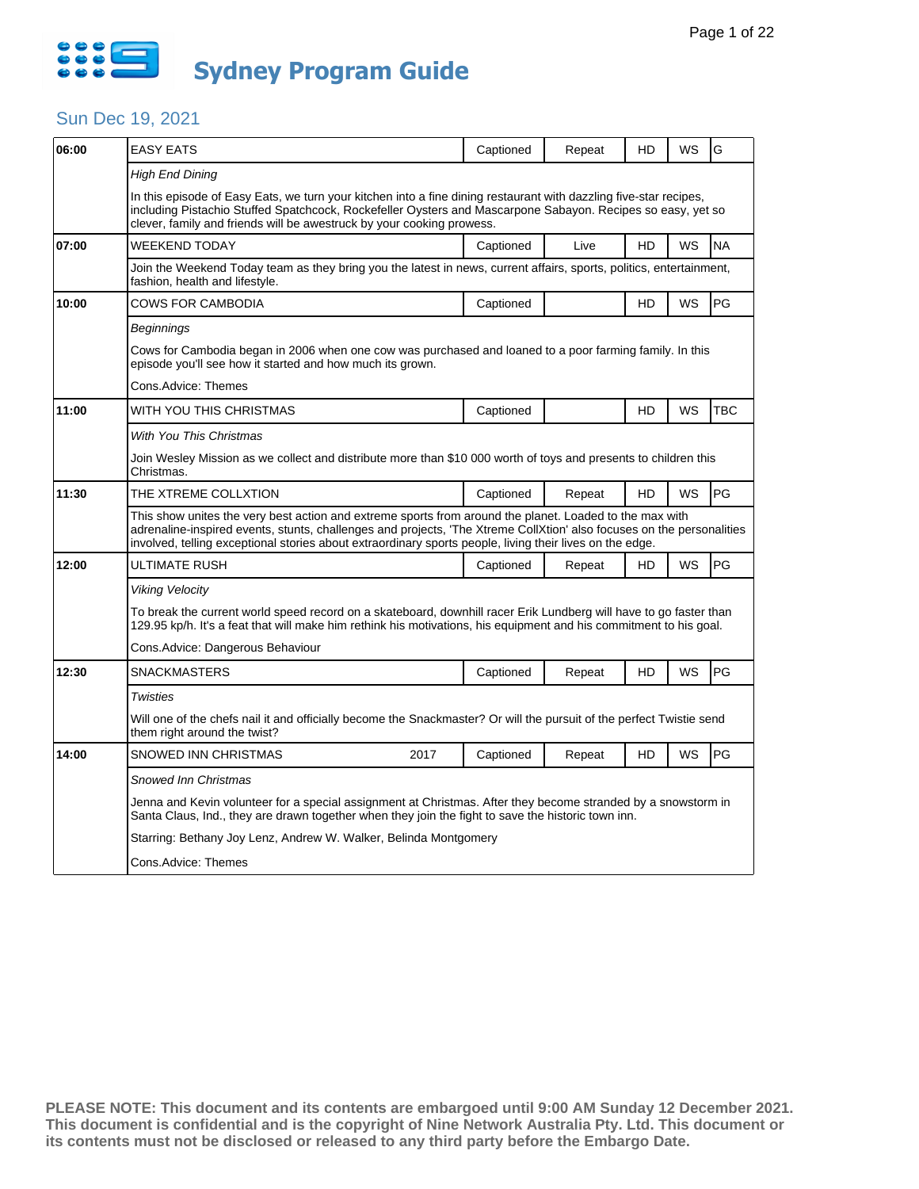# Sydney Program Guide

## Sun Dec 19, 2021

| Time | Program | Year | Captioned | Status | HD | WS | Rating |
|---|---|---|---|---|---|---|---|
| 06:00 | EASY EATS | | Captioned | Repeat | HD | WS | G |
| | *High End Dining*<br><br>In this episode of Easy Eats, we turn your kitchen into a fine dining restaurant with dazzling five-star recipes, including Pistachio Stuffed Spatchcock, Rockefeller Oysters and Mascarpone Sabayon. Recipes so easy, yet so clever, family and friends will be awestruck by your cooking prowess. | | | | | | |
| 07:00 | WEEKEND TODAY | | Captioned | Live | HD | WS | NA |
| | Join the Weekend Today team as they bring you the latest in news, current affairs, sports, politics, entertainment, fashion, health and lifestyle. | | | | | | |
| 10:00 | COWS FOR CAMBODIA | | Captioned | | HD | WS | PG |
| | *Beginnings*<br><br>Cows for Cambodia began in 2006 when one cow was purchased and loaned to a poor farming family. In this episode you'll see how it started and how much its grown.<br><br>Cons.Advice: Themes | | | | | | |
| 11:00 | WITH YOU THIS CHRISTMAS | | Captioned | | HD | WS | TBC |
| | *With You This Christmas*<br><br>Join Wesley Mission as we collect and distribute more than $10 000 worth of toys and presents to children this Christmas. | | | | | | |
| 11:30 | THE XTREME COLLXTION | | Captioned | Repeat | HD | WS | PG |
| | This show unites the very best action and extreme sports from around the planet. Loaded to the max with adrenaline-inspired events, stunts, challenges and projects, 'The Xtreme CollXtion' also focuses on the personalities involved, telling exceptional stories about extraordinary sports people, living their lives on the edge. | | | | | | |
| 12:00 | ULTIMATE RUSH | | Captioned | Repeat | HD | WS | PG |
| | *Viking Velocity*<br><br>To break the current world speed record on a skateboard, downhill racer Erik Lundberg will have to go faster than 129.95 kp/h. It's a feat that will make him rethink his motivations, his equipment and his commitment to his goal.<br><br>Cons.Advice: Dangerous Behaviour | | | | | | |
| 12:30 | SNACKMASTERS | | Captioned | Repeat | HD | WS | PG |
| | *Twisties*<br><br>Will one of the chefs nail it and officially become the Snackmaster? Or will the pursuit of the perfect Twistie send them right around the twist? | | | | | | |
| 14:00 | SNOWED INN CHRISTMAS | 2017 | Captioned | Repeat | HD | WS | PG |
| | *Snowed Inn Christmas*<br><br>Jenna and Kevin volunteer for a special assignment at Christmas. After they become stranded by a snowstorm in Santa Claus, Ind., they are drawn together when they join the fight to save the historic town inn.<br><br>Starring: Bethany Joy Lenz, Andrew W. Walker, Belinda Montgomery<br><br>Cons.Advice: Themes | | | | | | |

**PLEASE NOTE: This document and its contents are embargoed until 9:00 AM Sunday 12 December 2021. This document is confidential and is the copyright of Nine Network Australia Pty. Ltd. This document or its contents must not be disclosed or released to any third party before the Embargo Date.**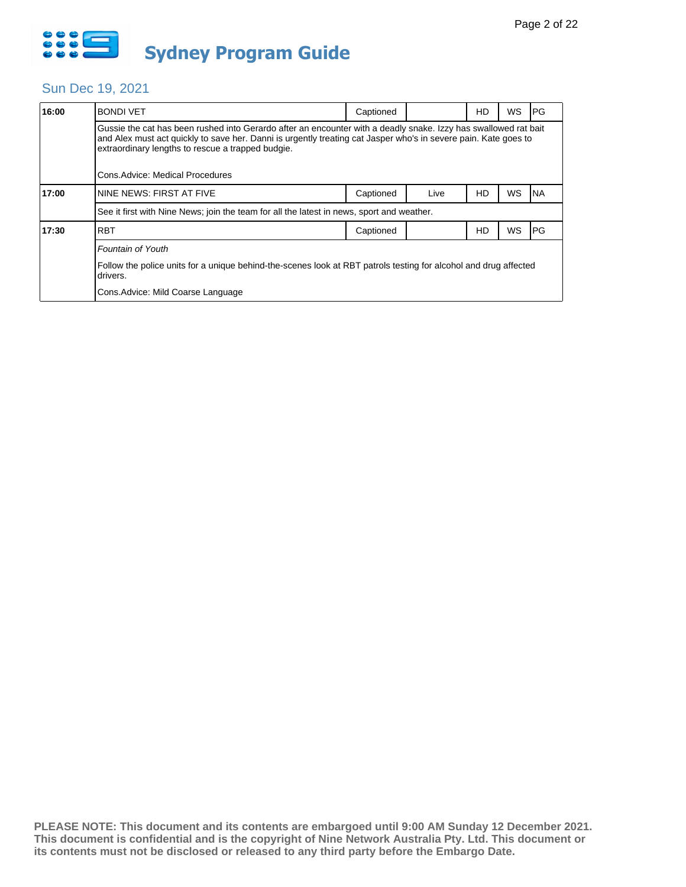# Sydney Program Guide

## Sun Dec 19, 2021

| Time | Program | Captioned | Live | HD | WS | Rating |
|---|---|---|---|---|---|---|
| 16:00 | BONDI VET | Captioned | | HD | WS | PG |
| | Gussie the cat has been rushed into Gerardo after an encounter with a deadly snake. Izzy has swallowed rat bait and Alex must act quickly to save her. Danni is urgently treating cat Jasper who's in severe pain. Kate goes to extraordinary lengths to rescue a trapped budgie.<br><br>Cons.Advice: Medical Procedures | | | | | |
| 17:00 | NINE NEWS: FIRST AT FIVE | Captioned | Live | HD | WS | NA |
| | See it first with Nine News; join the team for all the latest in news, sport and weather. | | | | | |
| 17:30 | RBT | Captioned | | HD | WS | PG |
| | *Fountain of Youth*<br><br>Follow the police units for a unique behind-the-scenes look at RBT patrols testing for alcohol and drug affected drivers.<br><br>Cons.Advice: Mild Coarse Language | | | | | |

**PLEASE NOTE: This document and its contents are embargoed until 9:00 AM Sunday 12 December 2021. This document is confidential and is the copyright of Nine Network Australia Pty. Ltd. This document or its contents must not be disclosed or released to any third party before the Embargo Date.**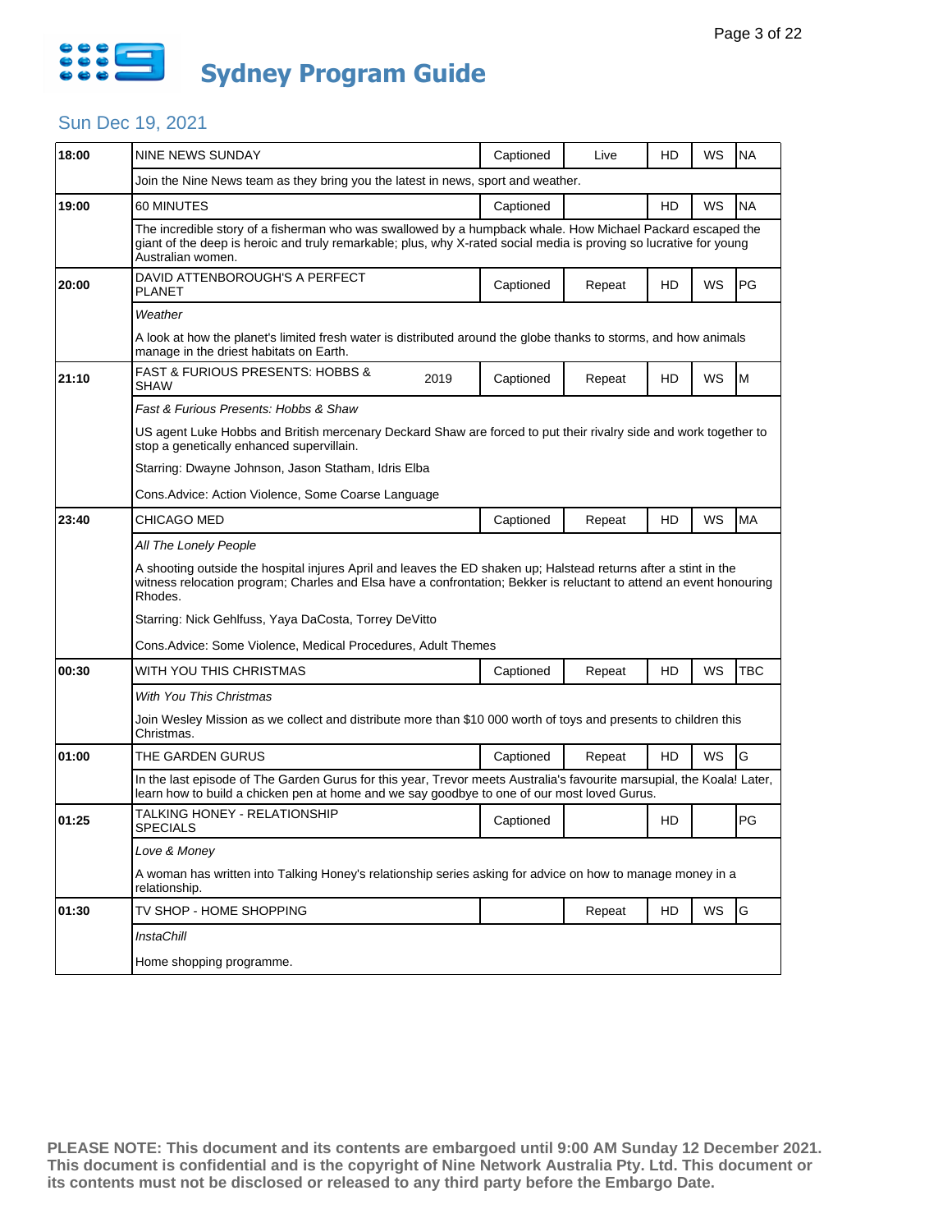# Sydney Program Guide

## Sun Dec 19, 2021

| Time | Program | Year | Captioned | Status | HD | WS | Rating |
|---|---|---|---|---|---|---|---|
| 18:00 | NINE NEWS SUNDAY | | Captioned | Live | HD | WS | NA |
| | Join the Nine News team as they bring you the latest in news, sport and weather. | | | | | | |
| 19:00 | 60 MINUTES | | Captioned | | HD | WS | NA |
| | The incredible story of a fisherman who was swallowed by a humpback whale. How Michael Packard escaped the giant of the deep is heroic and truly remarkable; plus, why X-rated social media is proving so lucrative for young Australian women. | | | | | | |
| 20:00 | DAVID ATTENBOROUGH'S A PERFECT PLANET | | Captioned | Repeat | HD | WS | PG |
| | *Weather*<br><br>A look at how the planet's limited fresh water is distributed around the globe thanks to storms, and how animals manage in the driest habitats on Earth. | | | | | | |
| 21:10 | FAST & FURIOUS PRESENTS: HOBBS & SHAW | 2019 | Captioned | Repeat | HD | WS | M |
| | *Fast & Furious Presents: Hobbs & Shaw*<br><br>US agent Luke Hobbs and British mercenary Deckard Shaw are forced to put their rivalry side and work together to stop a genetically enhanced supervillain.<br><br>Starring: Dwayne Johnson, Jason Statham, Idris Elba<br><br>Cons.Advice: Action Violence, Some Coarse Language | | | | | | |
| 23:40 | CHICAGO MED | | Captioned | Repeat | HD | WS | MA |
| | *All The Lonely People*<br><br>A shooting outside the hospital injures April and leaves the ED shaken up; Halstead returns after a stint in the witness relocation program; Charles and Elsa have a confrontation; Bekker is reluctant to attend an event honouring Rhodes.<br><br>Starring: Nick Gehlfuss, Yaya DaCosta, Torrey DeVitto<br><br>Cons.Advice: Some Violence, Medical Procedures, Adult Themes | | | | | | |
| 00:30 | WITH YOU THIS CHRISTMAS | | Captioned | Repeat | HD | WS | TBC |
| | *With You This Christmas*<br><br>Join Wesley Mission as we collect and distribute more than $10 000 worth of toys and presents to children this Christmas. | | | | | | |
| 01:00 | THE GARDEN GURUS | | Captioned | Repeat | HD | WS | G |
| | In the last episode of The Garden Gurus for this year, Trevor meets Australia's favourite marsupial, the Koala! Later, learn how to build a chicken pen at home and we say goodbye to one of our most loved Gurus. | | | | | | |
| 01:25 | TALKING HONEY - RELATIONSHIP SPECIALS | | Captioned | | HD | | PG |
| | *Love & Money*<br><br>A woman has written into Talking Honey's relationship series asking for advice on how to manage money in a relationship. | | | | | | |
| 01:30 | TV SHOP - HOME SHOPPING | | | Repeat | HD | WS | G |
| | *InstaChill*<br><br>Home shopping programme. | | | | | | |

**PLEASE NOTE: This document and its contents are embargoed until 9:00 AM Sunday 12 December 2021. This document is confidential and is the copyright of Nine Network Australia Pty. Ltd. This document or its contents must not be disclosed or released to any third party before the Embargo Date.**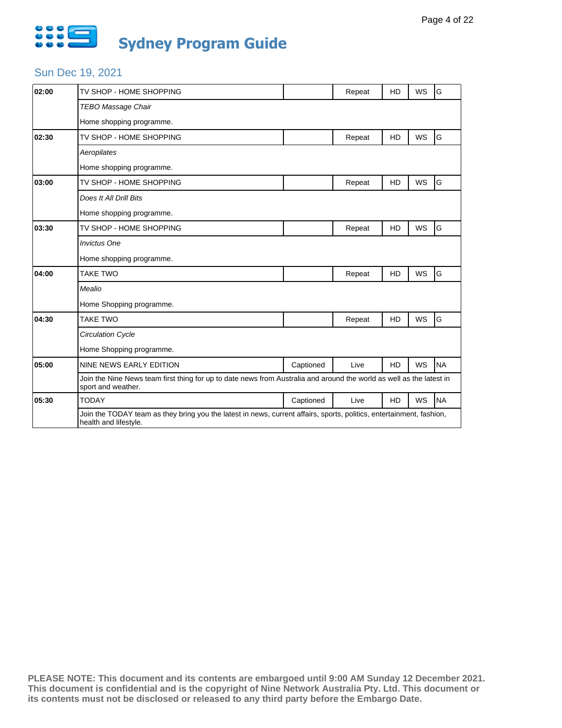# Sydney Program Guide

## Sun Dec 19, 2021

| Time | Program | Captioned | Status | HD | WS | Rating |
|---|---|---|---|---|---|---|
| **02:00** | TV SHOP - HOME SHOPPING | | Repeat | HD | WS | G |
| | *TEBO Massage Chair* | | | | | |
| | Home shopping programme. | | | | | |
| **02:30** | TV SHOP - HOME SHOPPING | | Repeat | HD | WS | G |
| | *Aeropilates* | | | | | |
| | Home shopping programme. | | | | | |
| **03:00** | TV SHOP - HOME SHOPPING | | Repeat | HD | WS | G |
| | *Does It All Drill Bits* | | | | | |
| | Home shopping programme. | | | | | |
| **03:30** | TV SHOP - HOME SHOPPING | | Repeat | HD | WS | G |
| | *Invictus One* | | | | | |
| | Home shopping programme. | | | | | |
| **04:00** | TAKE TWO | | Repeat | HD | WS | G |
| | *Mealio* | | | | | |
| | Home Shopping programme. | | | | | |
| **04:30** | TAKE TWO | | Repeat | HD | WS | G |
| | *Circulation Cycle* | | | | | |
| | Home Shopping programme. | | | | | |
| **05:00** | NINE NEWS EARLY EDITION | Captioned | Live | HD | WS | NA |
| | Join the Nine News team first thing for up to date news from Australia and around the world as well as the latest in sport and weather. | | | | | |
| **05:30** | TODAY | Captioned | Live | HD | WS | NA |
| | Join the TODAY team as they bring you the latest in news, current affairs, sports, politics, entertainment, fashion, health and lifestyle. | | | | | |

**PLEASE NOTE: This document and its contents are embargoed until 9:00 AM Sunday 12 December 2021. This document is confidential and is the copyright of Nine Network Australia Pty. Ltd. This document or its contents must not be disclosed or released to any third party before the Embargo Date.**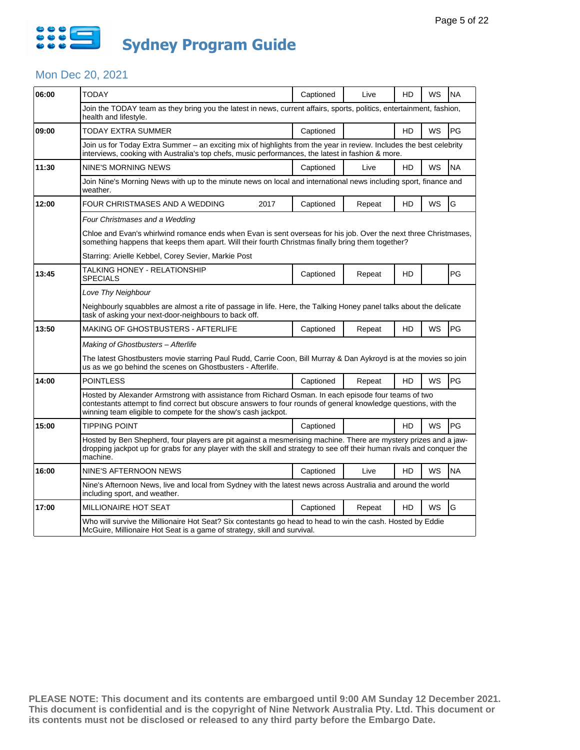# Sydney Program Guide

## Mon Dec 20, 2021

| Time | Program | Captioned | Status | HD | WS | Rating |
|---|---|---|---|---|---|---|
| 06:00 | TODAY | Captioned | Live | HD | WS | NA |
| | Join the TODAY team as they bring you the latest in news, current affairs, sports, politics, entertainment, fashion, health and lifestyle. | | | | | |
| 09:00 | TODAY EXTRA SUMMER | Captioned | | HD | WS | PG |
| | Join us for Today Extra Summer – an exciting mix of highlights from the year in review. Includes the best celebrity interviews, cooking with Australia's top chefs, music performances, the latest in fashion & more. | | | | | |
| 11:30 | NINE'S MORNING NEWS | Captioned | Live | HD | WS | NA |
| | Join Nine's Morning News with up to the minute news on local and international news including sport, finance and weather. | | | | | |
| 12:00 | FOUR CHRISTMASES AND A WEDDING 2017 | Captioned | Repeat | HD | WS | G |
| | *Four Christmases and a Wedding*<br><br>Chloe and Evan's whirlwind romance ends when Evan is sent overseas for his job. Over the next three Christmases, something happens that keeps them apart. Will their fourth Christmas finally bring them together?<br><br>Starring: Arielle Kebbel, Corey Sevier, Markie Post | | | | | |
| 13:45 | TALKING HONEY - RELATIONSHIP SPECIALS | Captioned | Repeat | HD | | PG |
| | *Love Thy Neighbour*<br><br>Neighbourly squabbles are almost a rite of passage in life. Here, the Talking Honey panel talks about the delicate task of asking your next-door-neighbours to back off. | | | | | |
| 13:50 | MAKING OF GHOSTBUSTERS - AFTERLIFE | Captioned | Repeat | HD | WS | PG |
| | *Making of Ghostbusters – Afterlife*<br><br>The latest Ghostbusters movie starring Paul Rudd, Carrie Coon, Bill Murray & Dan Aykroyd is at the movies so join us as we go behind the scenes on Ghostbusters - Afterlife. | | | | | |
| 14:00 | POINTLESS | Captioned | Repeat | HD | WS | PG |
| | Hosted by Alexander Armstrong with assistance from Richard Osman. In each episode four teams of two contestants attempt to find correct but obscure answers to four rounds of general knowledge questions, with the winning team eligible to compete for the show's cash jackpot. | | | | | |
| 15:00 | TIPPING POINT | Captioned | | HD | WS | PG |
| | Hosted by Ben Shepherd, four players are pit against a mesmerising machine. There are mystery prizes and a jaw-dropping jackpot up for grabs for any player with the skill and strategy to see off their human rivals and conquer the machine. | | | | | |
| 16:00 | NINE'S AFTERNOON NEWS | Captioned | Live | HD | WS | NA |
| | Nine's Afternoon News, live and local from Sydney with the latest news across Australia and around the world including sport, and weather. | | | | | |
| 17:00 | MILLIONAIRE HOT SEAT | Captioned | Repeat | HD | WS | G |
| | Who will survive the Millionaire Hot Seat? Six contestants go head to head to win the cash. Hosted by Eddie McGuire, Millionaire Hot Seat is a game of strategy, skill and survival. | | | | | |

**PLEASE NOTE: This document and its contents are embargoed until 9:00 AM Sunday 12 December 2021. This document is confidential and is the copyright of Nine Network Australia Pty. Ltd. This document or its contents must not be disclosed or released to any third party before the Embargo Date.**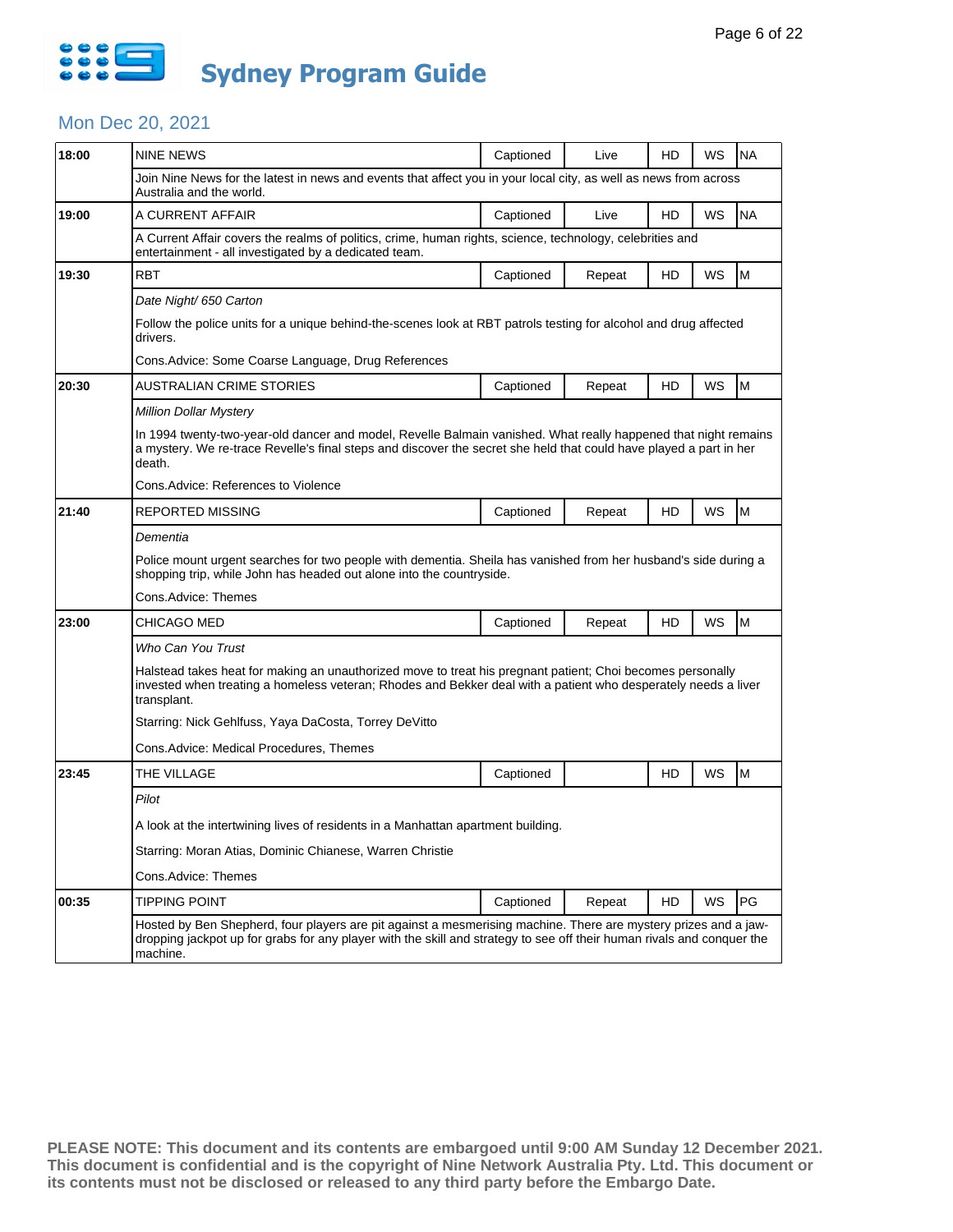# Sydney Program Guide

## Mon Dec 20, 2021

| Time | Program | Captioned | Live/Repeat | HD | WS | Rating |
|---|---|---|---|---|---|---|
| 18:00 | NINE NEWS | Captioned | Live | HD | WS | NA |
| | Join Nine News for the latest in news and events that affect you in your local city, as well as news from across Australia and the world. | | | | | |
| 19:00 | A CURRENT AFFAIR | Captioned | Live | HD | WS | NA |
| | A Current Affair covers the realms of politics, crime, human rights, science, technology, celebrities and entertainment - all investigated by a dedicated team. | | | | | |
| 19:30 | RBT | Captioned | Repeat | HD | WS | M |
| | *Date Night/ 650 Carton*<br><br>Follow the police units for a unique behind-the-scenes look at RBT patrols testing for alcohol and drug affected drivers.<br><br>Cons.Advice: Some Coarse Language, Drug References | | | | | |
| 20:30 | AUSTRALIAN CRIME STORIES | Captioned | Repeat | HD | WS | M |
| | *Million Dollar Mystery*<br><br>In 1994 twenty-two-year-old dancer and model, Revelle Balmain vanished. What really happened that night remains a mystery. We re-trace Revelle's final steps and discover the secret she held that could have played a part in her death.<br><br>Cons.Advice: References to Violence | | | | | |
| 21:40 | REPORTED MISSING | Captioned | Repeat | HD | WS | M |
| | *Dementia*<br><br>Police mount urgent searches for two people with dementia. Sheila has vanished from her husband's side during a shopping trip, while John has headed out alone into the countryside.<br><br>Cons.Advice: Themes | | | | | |
| 23:00 | CHICAGO MED | Captioned | Repeat | HD | WS | M |
| | *Who Can You Trust*<br><br>Halstead takes heat for making an unauthorized move to treat his pregnant patient; Choi becomes personally invested when treating a homeless veteran; Rhodes and Bekker deal with a patient who desperately needs a liver transplant.<br><br>Starring: Nick Gehlfuss, Yaya DaCosta, Torrey DeVitto<br><br>Cons.Advice: Medical Procedures, Themes | | | | | |
| 23:45 | THE VILLAGE | Captioned | | HD | WS | M |
| | *Pilot*<br><br>A look at the intertwining lives of residents in a Manhattan apartment building.<br><br>Starring: Moran Atias, Dominic Chianese, Warren Christie<br><br>Cons.Advice: Themes | | | | | |
| 00:35 | TIPPING POINT | Captioned | Repeat | HD | WS | PG |
| | Hosted by Ben Shepherd, four players are pit against a mesmerising machine. There are mystery prizes and a jaw-dropping jackpot up for grabs for any player with the skill and strategy to see off their human rivals and conquer the machine. | | | | | |

**PLEASE NOTE: This document and its contents are embargoed until 9:00 AM Sunday 12 December 2021. This document is confidential and is the copyright of Nine Network Australia Pty. Ltd. This document or its contents must not be disclosed or released to any third party before the Embargo Date.**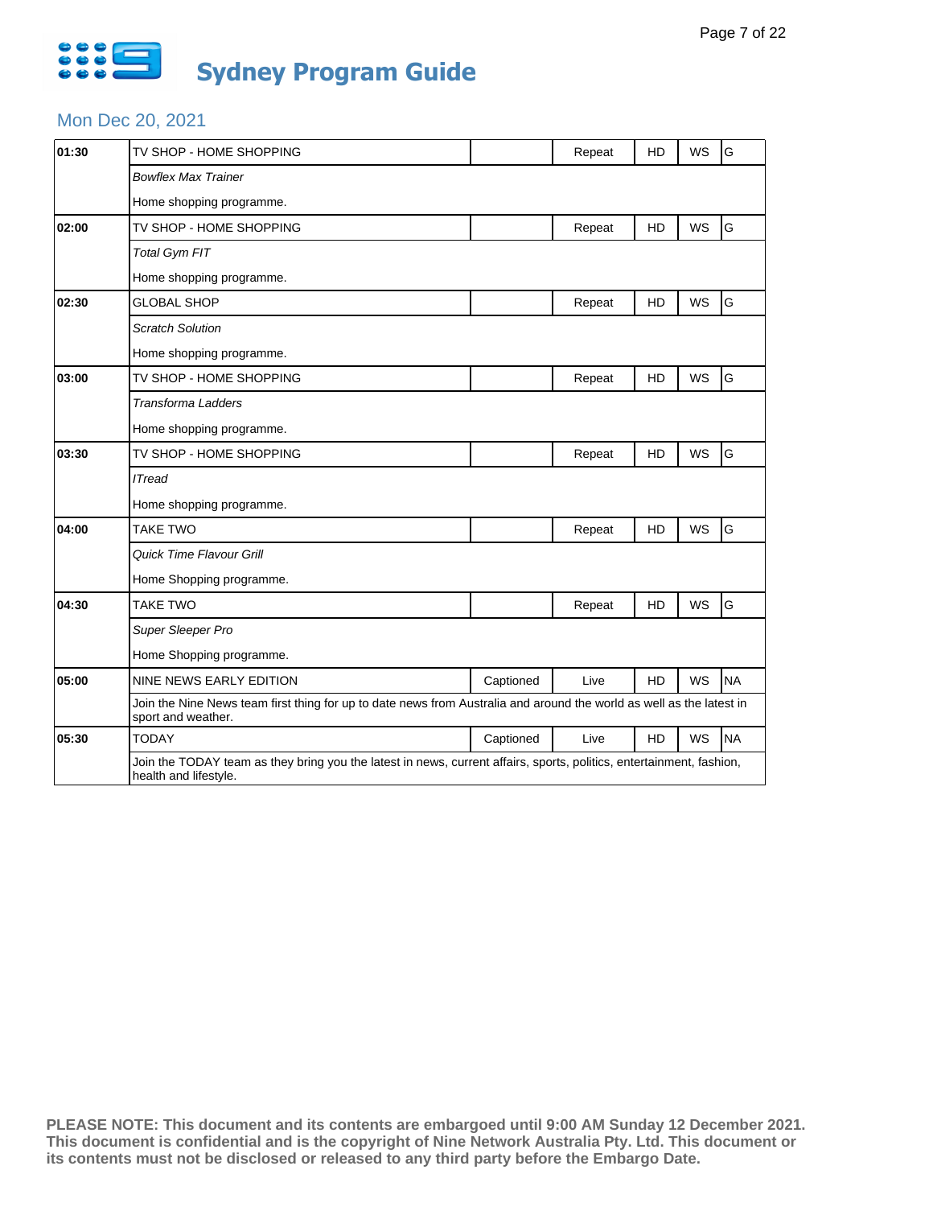# Sydney Program Guide

## Mon Dec 20, 2021

| Time | Program | Captioned | Status | HD | WS | Rating |
|---|---|---|---|---|---|---|
| 01:30 | TV SHOP - HOME SHOPPING | | Repeat | HD | WS | G |
| | *Bowflex Max Trainer* | | | | | |
| | Home shopping programme. | | | | | |
| 02:00 | TV SHOP - HOME SHOPPING | | Repeat | HD | WS | G |
| | *Total Gym FIT* | | | | | |
| | Home shopping programme. | | | | | |
| 02:30 | GLOBAL SHOP | | Repeat | HD | WS | G |
| | *Scratch Solution* | | | | | |
| | Home shopping programme. | | | | | |
| 03:00 | TV SHOP - HOME SHOPPING | | Repeat | HD | WS | G |
| | *Transforma Ladders* | | | | | |
| | Home shopping programme. | | | | | |
| 03:30 | TV SHOP - HOME SHOPPING | | Repeat | HD | WS | G |
| | *ITread* | | | | | |
| | Home shopping programme. | | | | | |
| 04:00 | TAKE TWO | | Repeat | HD | WS | G |
| | *Quick Time Flavour Grill* | | | | | |
| | Home Shopping programme. | | | | | |
| 04:30 | TAKE TWO | | Repeat | HD | WS | G |
| | *Super Sleeper Pro* | | | | | |
| | Home Shopping programme. | | | | | |
| 05:00 | NINE NEWS EARLY EDITION | Captioned | Live | HD | WS | NA |
| | Join the Nine News team first thing for up to date news from Australia and around the world as well as the latest in sport and weather. | | | | | |
| 05:30 | TODAY | Captioned | Live | HD | WS | NA |
| | Join the TODAY team as they bring you the latest in news, current affairs, sports, politics, entertainment, fashion, health and lifestyle. | | | | | |

**PLEASE NOTE: This document and its contents are embargoed until 9:00 AM Sunday 12 December 2021. This document is confidential and is the copyright of Nine Network Australia Pty. Ltd. This document or its contents must not be disclosed or released to any third party before the Embargo Date.**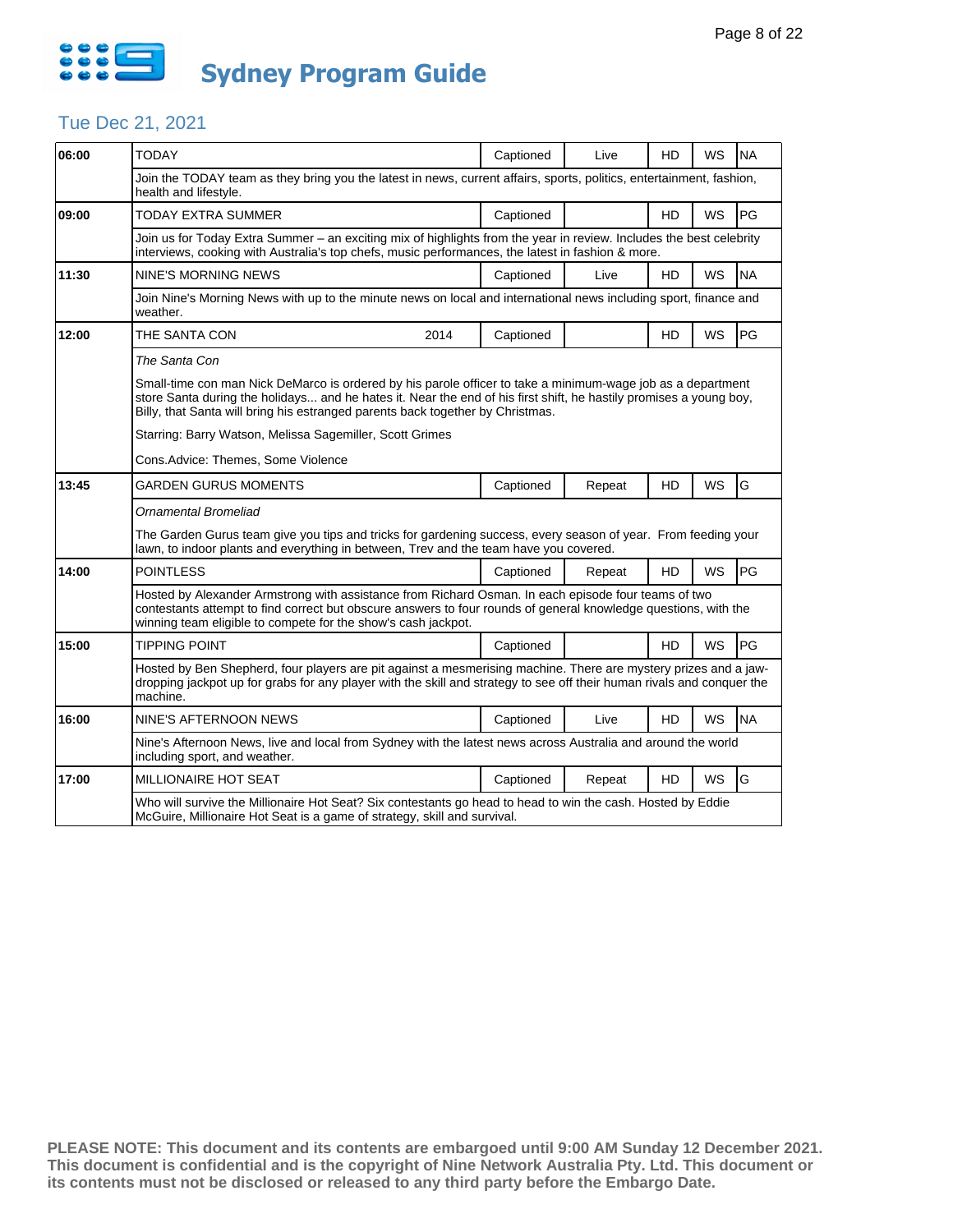# Sydney Program Guide

## Tue Dec 21, 2021

| Time | Program | Year | Captioned | Live/Repeat | HD | WS | Rating |
|---|---|---|---|---|---|---|---|
| 06:00 | TODAY | | Captioned | Live | HD | WS | NA |
| | Join the TODAY team as they bring you the latest in news, current affairs, sports, politics, entertainment, fashion, health and lifestyle. | | | | | | |
| 09:00 | TODAY EXTRA SUMMER | | Captioned | | HD | WS | PG |
| | Join us for Today Extra Summer – an exciting mix of highlights from the year in review. Includes the best celebrity interviews, cooking with Australia's top chefs, music performances, the latest in fashion & more. | | | | | | |
| 11:30 | NINE'S MORNING NEWS | | Captioned | Live | HD | WS | NA |
| | Join Nine's Morning News with up to the minute news on local and international news including sport, finance and weather. | | | | | | |
| 12:00 | THE SANTA CON | 2014 | Captioned | | HD | WS | PG |
| | *The Santa Con*<br><br>Small-time con man Nick DeMarco is ordered by his parole officer to take a minimum-wage job as a department store Santa during the holidays... and he hates it. Near the end of his first shift, he hastily promises a young boy, Billy, that Santa will bring his estranged parents back together by Christmas.<br><br>Starring: Barry Watson, Melissa Sagemiller, Scott Grimes<br><br>Cons.Advice: Themes, Some Violence | | | | | | |
| 13:45 | GARDEN GURUS MOMENTS | | Captioned | Repeat | HD | WS | G |
| | *Ornamental Bromeliad*<br><br>The Garden Gurus team give you tips and tricks for gardening success, every season of year. From feeding your lawn, to indoor plants and everything in between, Trev and the team have you covered. | | | | | | |
| 14:00 | POINTLESS | | Captioned | Repeat | HD | WS | PG |
| | Hosted by Alexander Armstrong with assistance from Richard Osman. In each episode four teams of two contestants attempt to find correct but obscure answers to four rounds of general knowledge questions, with the winning team eligible to compete for the show's cash jackpot. | | | | | | |
| 15:00 | TIPPING POINT | | Captioned | | HD | WS | PG |
| | Hosted by Ben Shepherd, four players are pit against a mesmerising machine. There are mystery prizes and a jaw-dropping jackpot up for grabs for any player with the skill and strategy to see off their human rivals and conquer the machine. | | | | | | |
| 16:00 | NINE'S AFTERNOON NEWS | | Captioned | Live | HD | WS | NA |
| | Nine's Afternoon News, live and local from Sydney with the latest news across Australia and around the world including sport, and weather. | | | | | | |
| 17:00 | MILLIONAIRE HOT SEAT | | Captioned | Repeat | HD | WS | G |
| | Who will survive the Millionaire Hot Seat? Six contestants go head to head to win the cash. Hosted by Eddie McGuire, Millionaire Hot Seat is a game of strategy, skill and survival. | | | | | | |

**PLEASE NOTE: This document and its contents are embargoed until 9:00 AM Sunday 12 December 2021. This document is confidential and is the copyright of Nine Network Australia Pty. Ltd. This document or its contents must not be disclosed or released to any third party before the Embargo Date.**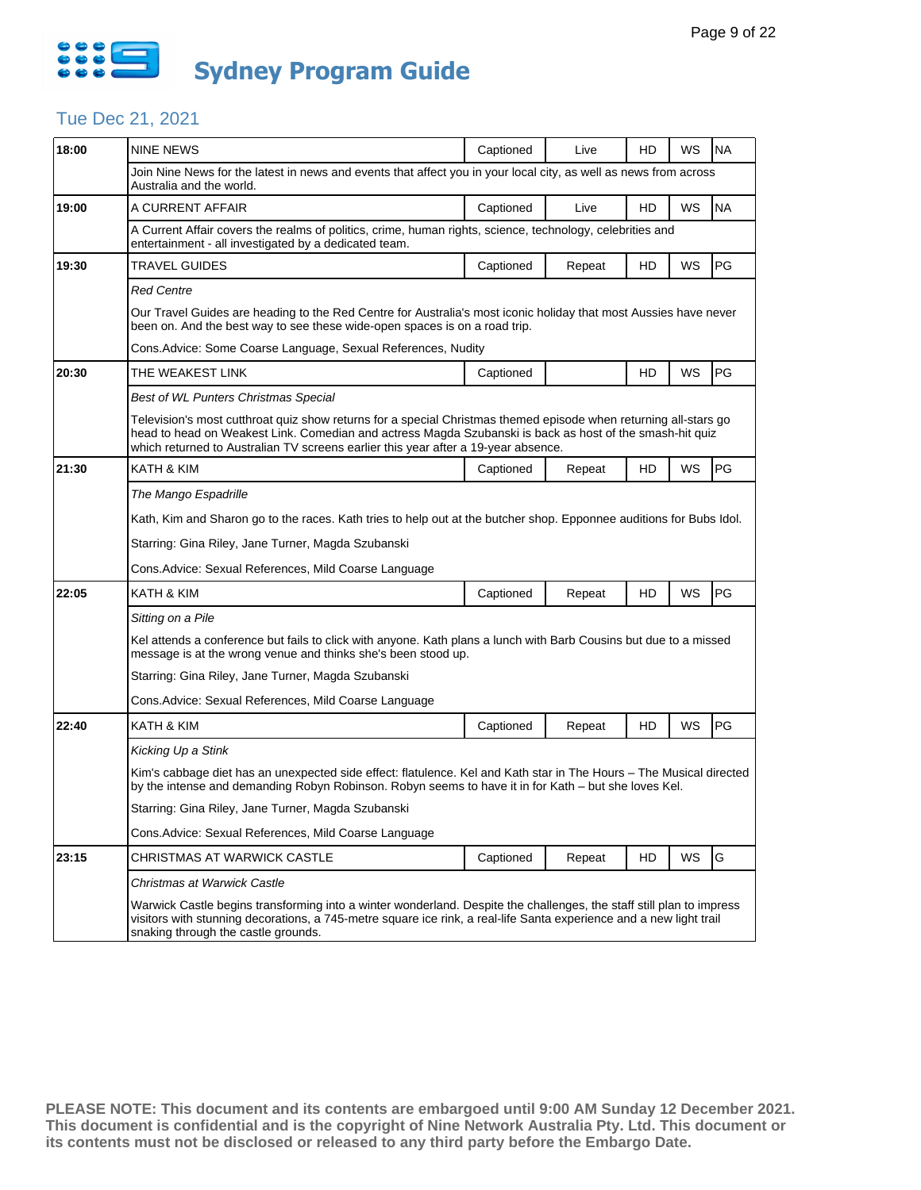# Sydney Program Guide

## Tue Dec 21, 2021

| Time | Program | Captioned | Status | HD | WS | Rating |
|---|---|---|---|---|---|---|
| 18:00 | NINE NEWS | Captioned | Live | HD | WS | NA |
| | Join Nine News for the latest in news and events that affect you in your local city, as well as news from across Australia and the world. | | | | | |
| 19:00 | A CURRENT AFFAIR | Captioned | Live | HD | WS | NA |
| | A Current Affair covers the realms of politics, crime, human rights, science, technology, celebrities and entertainment - all investigated by a dedicated team. | | | | | |
| 19:30 | TRAVEL GUIDES | Captioned | Repeat | HD | WS | PG |
| | *Red Centre*<br><br>Our Travel Guides are heading to the Red Centre for Australia's most iconic holiday that most Aussies have never been on. And the best way to see these wide-open spaces is on a road trip.<br><br>Cons.Advice: Some Coarse Language, Sexual References, Nudity | | | | | |
| 20:30 | THE WEAKEST LINK | Captioned | | HD | WS | PG |
| | *Best of WL Punters Christmas Special*<br><br>Television's most cutthroat quiz show returns for a special Christmas themed episode when returning all-stars go head to head on Weakest Link. Comedian and actress Magda Szubanski is back as host of the smash-hit quiz which returned to Australian TV screens earlier this year after a 19-year absence. | | | | | |
| 21:30 | KATH & KIM | Captioned | Repeat | HD | WS | PG |
| | *The Mango Espadrille*<br><br>Kath, Kim and Sharon go to the races. Kath tries to help out at the butcher shop. Epponnee auditions for Bubs Idol.<br><br>Starring: Gina Riley, Jane Turner, Magda Szubanski<br><br>Cons.Advice: Sexual References, Mild Coarse Language | | | | | |
| 22:05 | KATH & KIM | Captioned | Repeat | HD | WS | PG |
| | *Sitting on a Pile*<br><br>Kel attends a conference but fails to click with anyone. Kath plans a lunch with Barb Cousins but due to a missed message is at the wrong venue and thinks she's been stood up.<br><br>Starring: Gina Riley, Jane Turner, Magda Szubanski<br><br>Cons.Advice: Sexual References, Mild Coarse Language | | | | | |
| 22:40 | KATH & KIM | Captioned | Repeat | HD | WS | PG |
| | *Kicking Up a Stink*<br><br>Kim's cabbage diet has an unexpected side effect: flatulence. Kel and Kath star in The Hours – The Musical directed by the intense and demanding Robyn Robinson. Robyn seems to have it in for Kath – but she loves Kel.<br><br>Starring: Gina Riley, Jane Turner, Magda Szubanski<br><br>Cons.Advice: Sexual References, Mild Coarse Language | | | | | |
| 23:15 | CHRISTMAS AT WARWICK CASTLE | Captioned | Repeat | HD | WS | G |
| | *Christmas at Warwick Castle*<br><br>Warwick Castle begins transforming into a winter wonderland. Despite the challenges, the staff still plan to impress visitors with stunning decorations, a 745-metre square ice rink, a real-life Santa experience and a new light trail snaking through the castle grounds. | | | | | |

**PLEASE NOTE: This document and its contents are embargoed until 9:00 AM Sunday 12 December 2021. This document is confidential and is the copyright of Nine Network Australia Pty. Ltd. This document or its contents must not be disclosed or released to any third party before the Embargo Date.**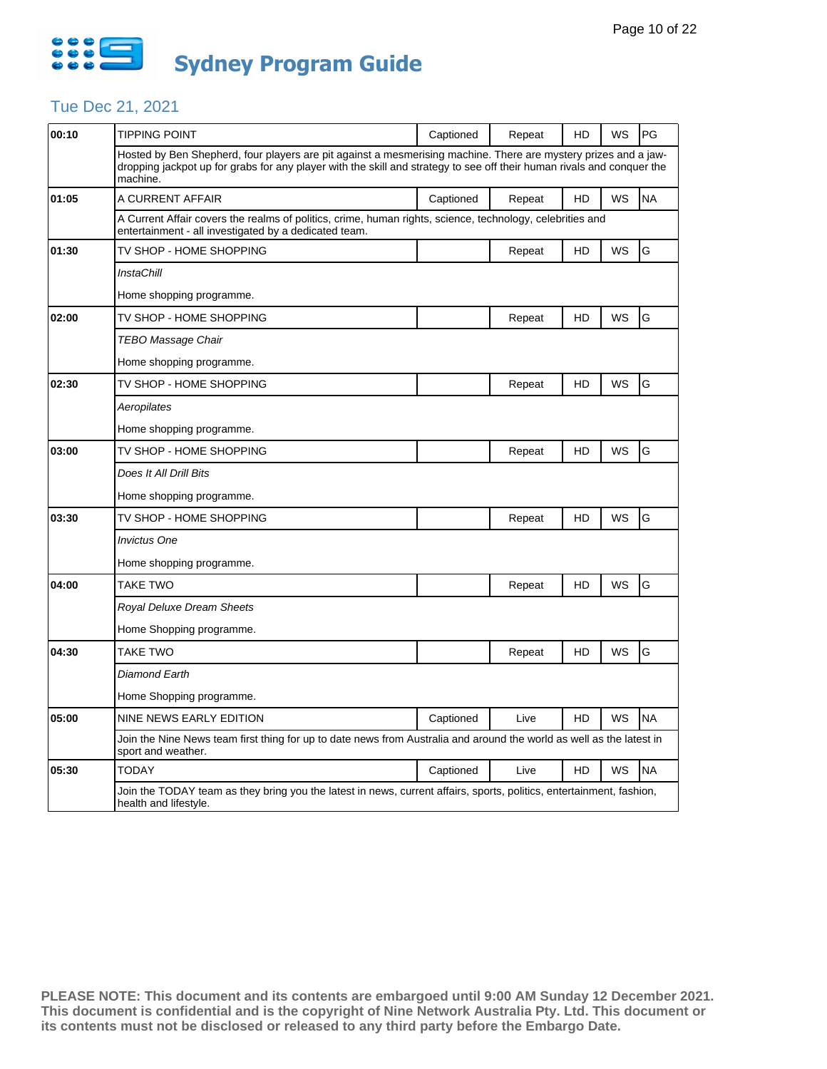# Sydney Program Guide

## Tue Dec 21, 2021

| Time | Program | Captioned | Repeat/Live | HD | WS | Rating |
|---|---|---|---|---|---|---|
| 00:10 | TIPPING POINT | Captioned | Repeat | HD | WS | PG |
| | Hosted by Ben Shepherd, four players are pit against a mesmerising machine. There are mystery prizes and a jaw-dropping jackpot up for grabs for any player with the skill and strategy to see off their human rivals and conquer the machine. | | | | | |
| 01:05 | A CURRENT AFFAIR | Captioned | Repeat | HD | WS | NA |
| | A Current Affair covers the realms of politics, crime, human rights, science, technology, celebrities and entertainment - all investigated by a dedicated team. | | | | | |
| 01:30 | TV SHOP - HOME SHOPPING | | Repeat | HD | WS | G |
| | *InstaChill*<br><br>Home shopping programme. | | | | | |
| 02:00 | TV SHOP - HOME SHOPPING | | Repeat | HD | WS | G |
| | *TEBO Massage Chair*<br><br>Home shopping programme. | | | | | |
| 02:30 | TV SHOP - HOME SHOPPING | | Repeat | HD | WS | G |
| | *Aeropilates*<br><br>Home shopping programme. | | | | | |
| 03:00 | TV SHOP - HOME SHOPPING | | Repeat | HD | WS | G |
| | *Does It All Drill Bits*<br><br>Home shopping programme. | | | | | |
| 03:30 | TV SHOP - HOME SHOPPING | | Repeat | HD | WS | G |
| | *Invictus One*<br><br>Home shopping programme. | | | | | |
| 04:00 | TAKE TWO | | Repeat | HD | WS | G |
| | *Royal Deluxe Dream Sheets*<br><br>Home Shopping programme. | | | | | |
| 04:30 | TAKE TWO | | Repeat | HD | WS | G |
| | *Diamond Earth*<br><br>Home Shopping programme. | | | | | |
| 05:00 | NINE NEWS EARLY EDITION | Captioned | Live | HD | WS | NA |
| | Join the Nine News team first thing for up to date news from Australia and around the world as well as the latest in sport and weather. | | | | | |
| 05:30 | TODAY | Captioned | Live | HD | WS | NA |
| | Join the TODAY team as they bring you the latest in news, current affairs, sports, politics, entertainment, fashion, health and lifestyle. | | | | | |

**PLEASE NOTE: This document and its contents are embargoed until 9:00 AM Sunday 12 December 2021. This document is confidential and is the copyright of Nine Network Australia Pty. Ltd. This document or its contents must not be disclosed or released to any third party before the Embargo Date.**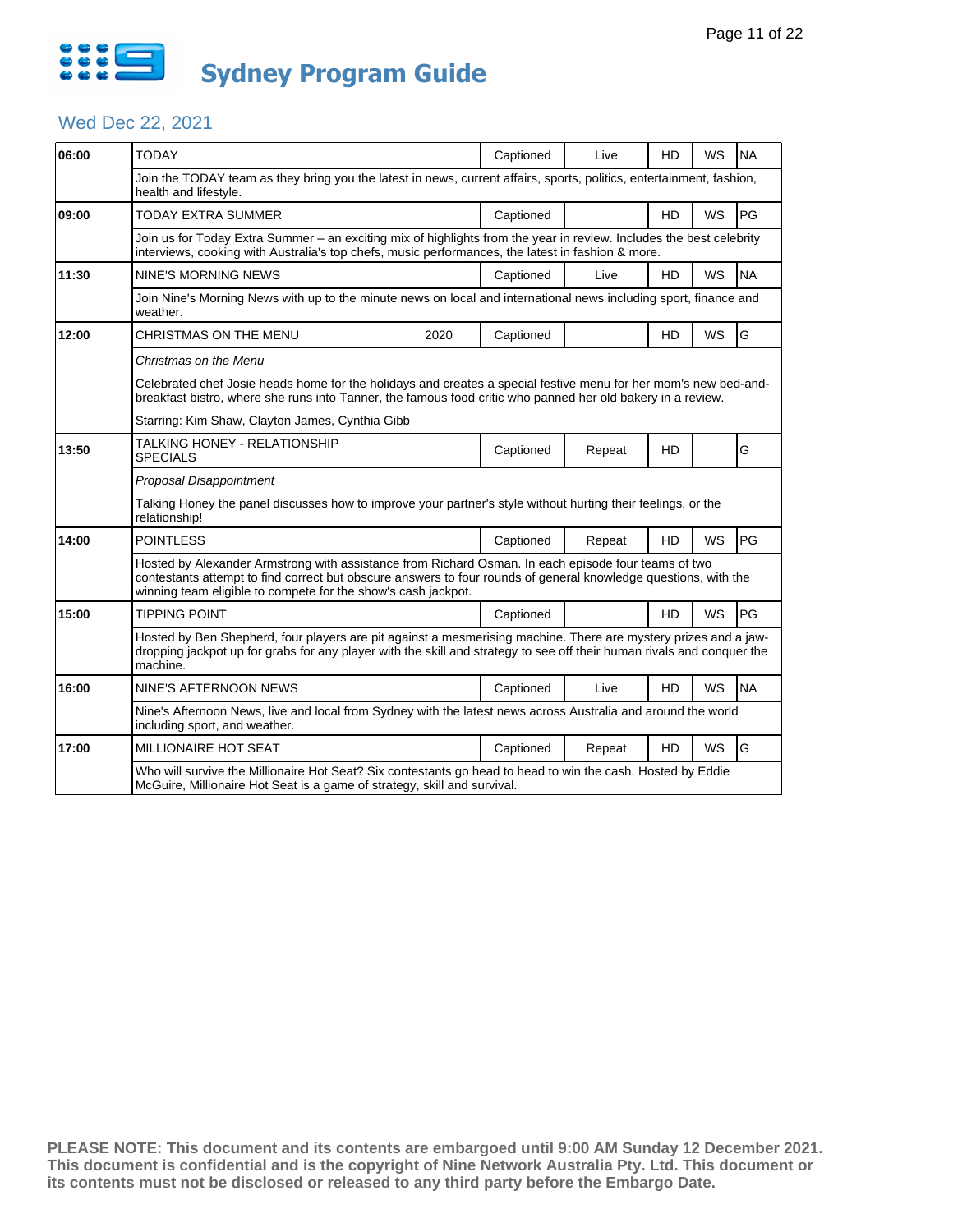# Sydney Program Guide

## Wed Dec 22, 2021

| Time | Program | | Captioned | Live/Repeat | HD | WS | Rating |
|---|---|---|---|---|---|---|---|
| 06:00 | TODAY | | Captioned | Live | HD | WS | NA |
| | Join the TODAY team as they bring you the latest in news, current affairs, sports, politics, entertainment, fashion, health and lifestyle. | | | | | | |
| 09:00 | TODAY EXTRA SUMMER | | Captioned | | HD | WS | PG |
| | Join us for Today Extra Summer – an exciting mix of highlights from the year in review. Includes the best celebrity interviews, cooking with Australia's top chefs, music performances, the latest in fashion & more. | | | | | | |
| 11:30 | NINE'S MORNING NEWS | | Captioned | Live | HD | WS | NA |
| | Join Nine's Morning News with up to the minute news on local and international news including sport, finance and weather. | | | | | | |
| 12:00 | CHRISTMAS ON THE MENU | 2020 | Captioned | | HD | WS | G |
| | *Christmas on the Menu*<br><br>Celebrated chef Josie heads home for the holidays and creates a special festive menu for her mom's new bed-and-breakfast bistro, where she runs into Tanner, the famous food critic who panned her old bakery in a review.<br><br>Starring: Kim Shaw, Clayton James, Cynthia Gibb | | | | | | |
| 13:50 | TALKING HONEY - RELATIONSHIP SPECIALS | | Captioned | Repeat | HD | | G |
| | *Proposal Disappointment*<br><br>Talking Honey the panel discusses how to improve your partner's style without hurting their feelings, or the relationship! | | | | | | |
| 14:00 | POINTLESS | | Captioned | Repeat | HD | WS | PG |
| | Hosted by Alexander Armstrong with assistance from Richard Osman. In each episode four teams of two contestants attempt to find correct but obscure answers to four rounds of general knowledge questions, with the winning team eligible to compete for the show's cash jackpot. | | | | | | |
| 15:00 | TIPPING POINT | | Captioned | | HD | WS | PG |
| | Hosted by Ben Shepherd, four players are pit against a mesmerising machine. There are mystery prizes and a jaw-dropping jackpot up for grabs for any player with the skill and strategy to see off their human rivals and conquer the machine. | | | | | | |
| 16:00 | NINE'S AFTERNOON NEWS | | Captioned | Live | HD | WS | NA |
| | Nine's Afternoon News, live and local from Sydney with the latest news across Australia and around the world including sport, and weather. | | | | | | |
| 17:00 | MILLIONAIRE HOT SEAT | | Captioned | Repeat | HD | WS | G |
| | Who will survive the Millionaire Hot Seat? Six contestants go head to head to win the cash. Hosted by Eddie McGuire, Millionaire Hot Seat is a game of strategy, skill and survival. | | | | | | |

**PLEASE NOTE: This document and its contents are embargoed until 9:00 AM Sunday 12 December 2021. This document is confidential and is the copyright of Nine Network Australia Pty. Ltd. This document or its contents must not be disclosed or released to any third party before the Embargo Date.**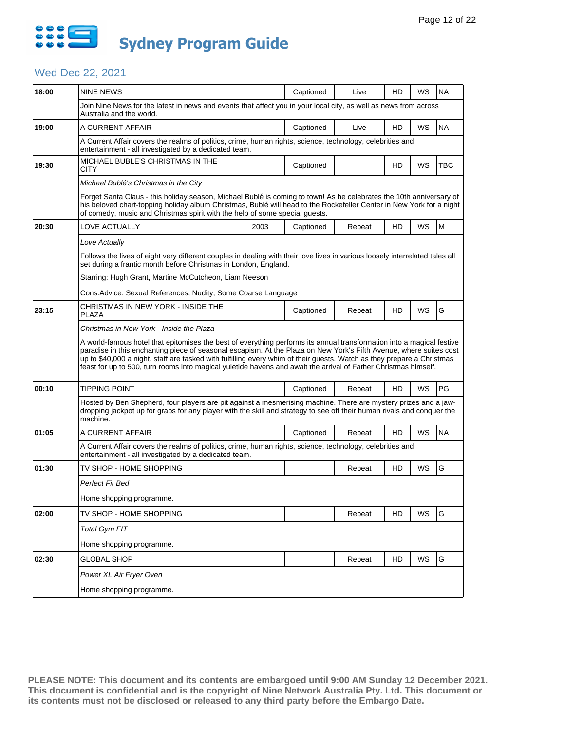# Sydney Program Guide

## Wed Dec 22, 2021

| Time | Program | | Captioned | Status | HD | WS | Rating |
|---|---|---|---|---|---|---|---|
| 18:00 | NINE NEWS | | Captioned | Live | HD | WS | NA |
| | Join Nine News for the latest in news and events that affect you in your local city, as well as news from across Australia and the world. | | | | | | |
| 19:00 | A CURRENT AFFAIR | | Captioned | Live | HD | WS | NA |
| | A Current Affair covers the realms of politics, crime, human rights, science, technology, celebrities and entertainment - all investigated by a dedicated team. | | | | | | |
| 19:30 | MICHAEL BUBLE'S CHRISTMAS IN THE CITY | | Captioned | | HD | WS | TBC |
| | *Michael Bublé's Christmas in the City*<br><br>Forget Santa Claus - this holiday season, Michael Bublé is coming to town! As he celebrates the 10th anniversary of his beloved chart-topping holiday album Christmas, Bublé will head to the Rockefeller Center in New York for a night of comedy, music and Christmas spirit with the help of some special guests. | | | | | | |
| 20:30 | LOVE ACTUALLY | 2003 | Captioned | Repeat | HD | WS | M |
| | *Love Actually*<br><br>Follows the lives of eight very different couples in dealing with their love lives in various loosely interrelated tales all set during a frantic month before Christmas in London, England.<br><br>Starring: Hugh Grant, Martine McCutcheon, Liam Neeson<br><br>Cons.Advice: Sexual References, Nudity, Some Coarse Language | | | | | | |
| 23:15 | CHRISTMAS IN NEW YORK - INSIDE THE PLAZA | | Captioned | Repeat | HD | WS | G |
| | *Christmas in New York - Inside the Plaza*<br><br>A world-famous hotel that epitomises the best of everything performs its annual transformation into a magical festive paradise in this enchanting piece of seasonal escapism. At the Plaza on New York's Fifth Avenue, where suites cost up to $40,000 a night, staff are tasked with fulfilling every whim of their guests. Watch as they prepare a Christmas feast for up to 500, turn rooms into magical yuletide havens and await the arrival of Father Christmas himself. | | | | | | |
| 00:10 | TIPPING POINT | | Captioned | Repeat | HD | WS | PG |
| | Hosted by Ben Shepherd, four players are pit against a mesmerising machine. There are mystery prizes and a jaw-dropping jackpot up for grabs for any player with the skill and strategy to see off their human rivals and conquer the machine. | | | | | | |
| 01:05 | A CURRENT AFFAIR | | Captioned | Repeat | HD | WS | NA |
| | A Current Affair covers the realms of politics, crime, human rights, science, technology, celebrities and entertainment - all investigated by a dedicated team. | | | | | | |
| 01:30 | TV SHOP - HOME SHOPPING | | | Repeat | HD | WS | G |
| | *Perfect Fit Bed*<br><br>Home shopping programme. | | | | | | |
| 02:00 | TV SHOP - HOME SHOPPING | | | Repeat | HD | WS | G |
| | *Total Gym FIT*<br><br>Home shopping programme. | | | | | | |
| 02:30 | GLOBAL SHOP | | | Repeat | HD | WS | G |
| | *Power XL Air Fryer Oven*<br><br>Home shopping programme. | | | | | | |

**PLEASE NOTE: This document and its contents are embargoed until 9:00 AM Sunday 12 December 2021. This document is confidential and is the copyright of Nine Network Australia Pty. Ltd. This document or its contents must not be disclosed or released to any third party before the Embargo Date.**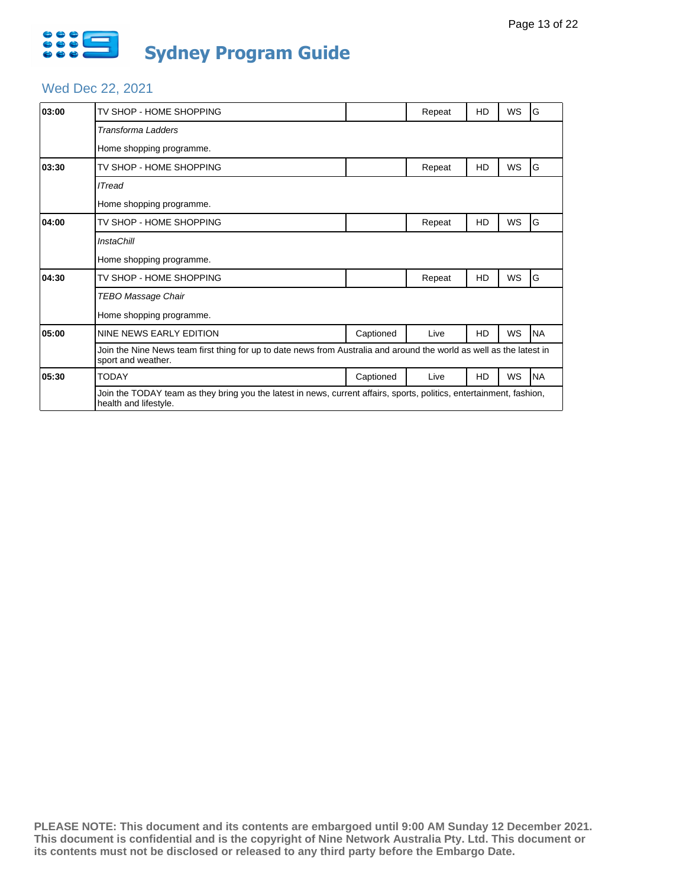# Sydney Program Guide

## Wed Dec 22, 2021

| Time | Program | Captioned | Status | HD | WS | Rating |
|---|---|---|---|---|---|---|
| **03:00** | TV SHOP - HOME SHOPPING | | Repeat | HD | WS | G |
| | *Transforma Ladders* | | | | | |
| | Home shopping programme. | | | | | |
| **03:30** | TV SHOP - HOME SHOPPING | | Repeat | HD | WS | G |
| | *ITread* | | | | | |
| | Home shopping programme. | | | | | |
| **04:00** | TV SHOP - HOME SHOPPING | | Repeat | HD | WS | G |
| | *InstaChill* | | | | | |
| | Home shopping programme. | | | | | |
| **04:30** | TV SHOP - HOME SHOPPING | | Repeat | HD | WS | G |
| | *TEBO Massage Chair* | | | | | |
| | Home shopping programme. | | | | | |
| **05:00** | NINE NEWS EARLY EDITION | Captioned | Live | HD | WS | NA |
| | Join the Nine News team first thing for up to date news from Australia and around the world as well as the latest in sport and weather. | | | | | |
| **05:30** | TODAY | Captioned | Live | HD | WS | NA |
| | Join the TODAY team as they bring you the latest in news, current affairs, sports, politics, entertainment, fashion, health and lifestyle. | | | | | |

**PLEASE NOTE: This document and its contents are embargoed until 9:00 AM Sunday 12 December 2021. This document is confidential and is the copyright of Nine Network Australia Pty. Ltd. This document or its contents must not be disclosed or released to any third party before the Embargo Date.**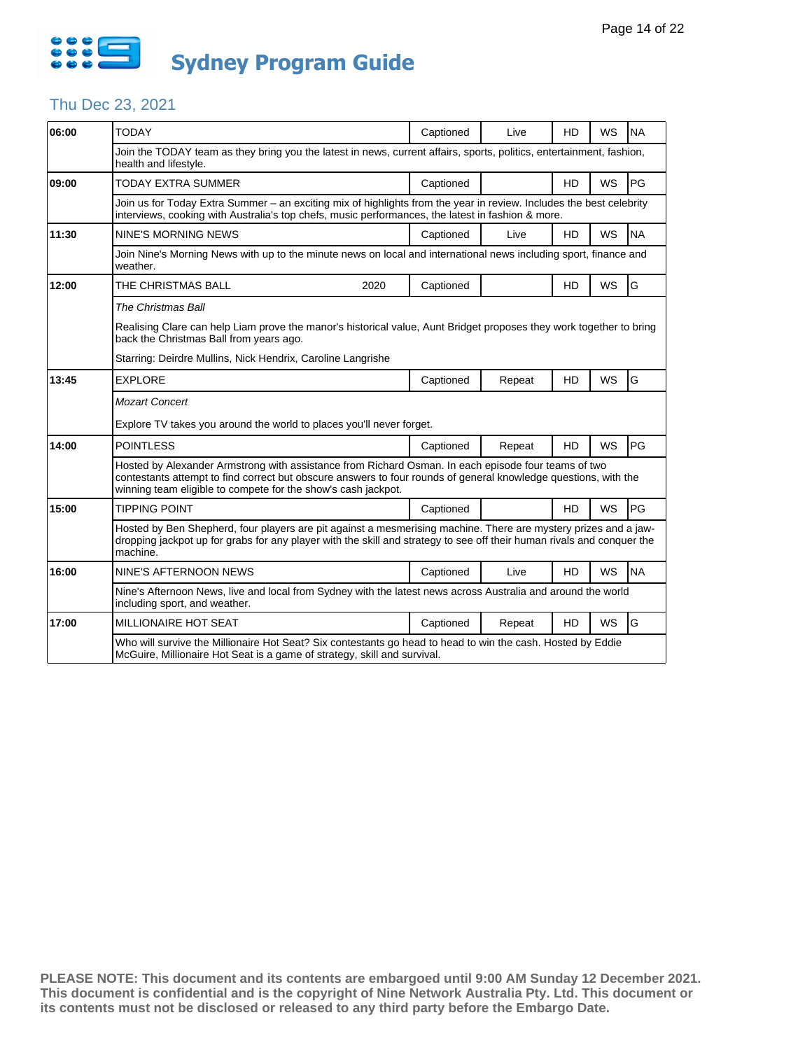# Sydney Program Guide

## Thu Dec 23, 2021

| Time | Program | Year | Captioned | Status | HD | WS | Rating |
|---|---|---|---|---|---|---|---|
| 06:00 | TODAY | | Captioned | Live | HD | WS | NA |
| | Join the TODAY team as they bring you the latest in news, current affairs, sports, politics, entertainment, fashion, health and lifestyle. | | | | | | |
| 09:00 | TODAY EXTRA SUMMER | | Captioned | | HD | WS | PG |
| | Join us for Today Extra Summer – an exciting mix of highlights from the year in review. Includes the best celebrity interviews, cooking with Australia's top chefs, music performances, the latest in fashion & more. | | | | | | |
| 11:30 | NINE'S MORNING NEWS | | Captioned | Live | HD | WS | NA |
| | Join Nine's Morning News with up to the minute news on local and international news including sport, finance and weather. | | | | | | |
| 12:00 | THE CHRISTMAS BALL | 2020 | Captioned | | HD | WS | G |
| | *The Christmas Ball*<br><br>Realising Clare can help Liam prove the manor's historical value, Aunt Bridget proposes they work together to bring back the Christmas Ball from years ago.<br><br>Starring: Deirdre Mullins, Nick Hendrix, Caroline Langrishe | | | | | | |
| 13:45 | EXPLORE | | Captioned | Repeat | HD | WS | G |
| | *Mozart Concert*<br><br>Explore TV takes you around the world to places you'll never forget. | | | | | | |
| 14:00 | POINTLESS | | Captioned | Repeat | HD | WS | PG |
| | Hosted by Alexander Armstrong with assistance from Richard Osman. In each episode four teams of two contestants attempt to find correct but obscure answers to four rounds of general knowledge questions, with the winning team eligible to compete for the show's cash jackpot. | | | | | | |
| 15:00 | TIPPING POINT | | Captioned | | HD | WS | PG |
| | Hosted by Ben Shepherd, four players are pit against a mesmerising machine. There are mystery prizes and a jaw-dropping jackpot up for grabs for any player with the skill and strategy to see off their human rivals and conquer the machine. | | | | | | |
| 16:00 | NINE'S AFTERNOON NEWS | | Captioned | Live | HD | WS | NA |
| | Nine's Afternoon News, live and local from Sydney with the latest news across Australia and around the world including sport, and weather. | | | | | | |
| 17:00 | MILLIONAIRE HOT SEAT | | Captioned | Repeat | HD | WS | G |
| | Who will survive the Millionaire Hot Seat? Six contestants go head to head to win the cash. Hosted by Eddie McGuire, Millionaire Hot Seat is a game of strategy, skill and survival. | | | | | | |

**PLEASE NOTE: This document and its contents are embargoed until 9:00 AM Sunday 12 December 2021. This document is confidential and is the copyright of Nine Network Australia Pty. Ltd. This document or its contents must not be disclosed or released to any third party before the Embargo Date.**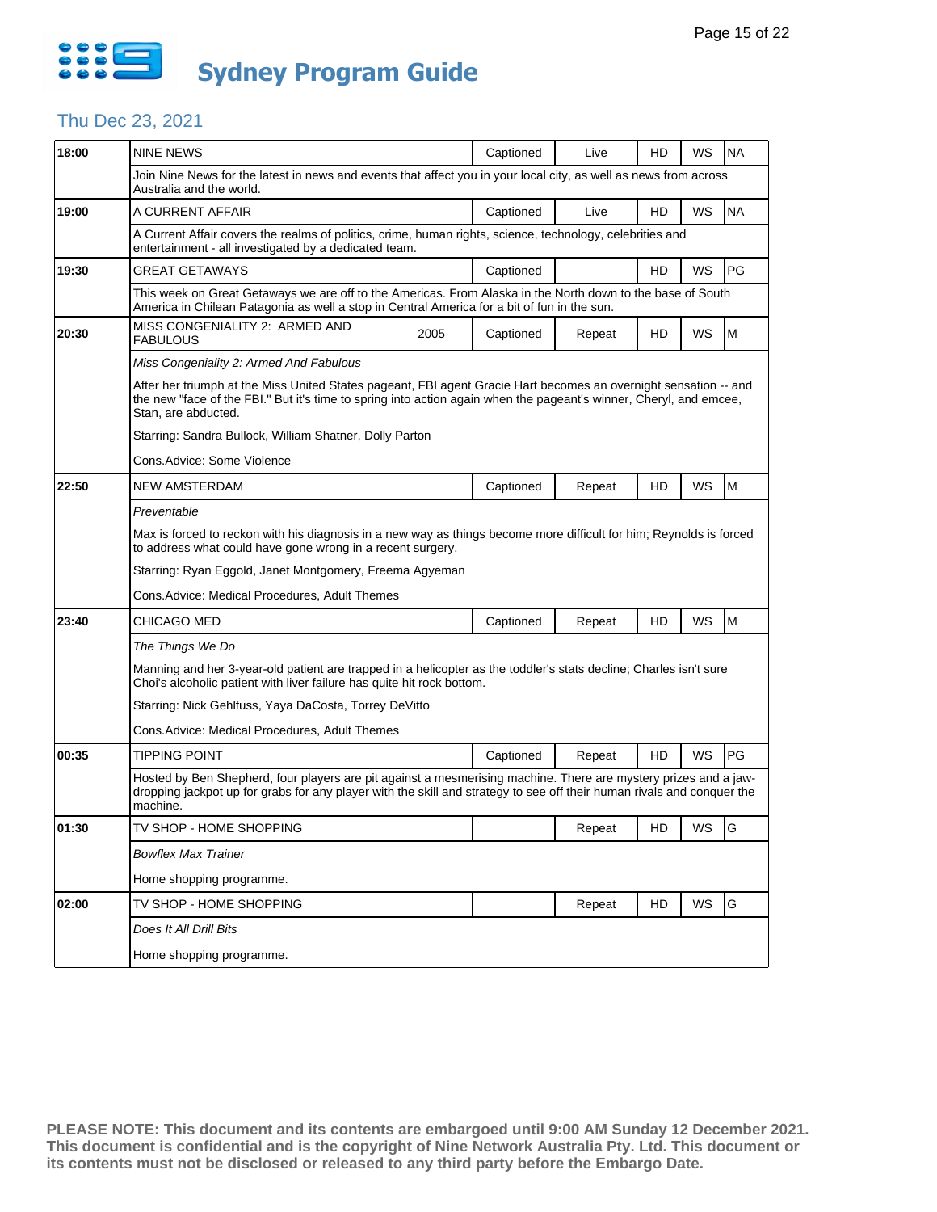# Sydney Program Guide

## Thu Dec 23, 2021

| Time | Program | | Captioned | Status | HD | WS | Rating |
|---|---|---|---|---|---|---|---|
| 18:00 | NINE NEWS | | Captioned | Live | HD | WS | NA |

Join Nine News for the latest in news and events that affect you in your local city, as well as news from across Australia and the world.

| Time | Program | | Captioned | Status | HD | WS | Rating |
|---|---|---|---|---|---|---|---|
| 19:00 | A CURRENT AFFAIR | | Captioned | Live | HD | WS | NA |

A Current Affair covers the realms of politics, crime, human rights, science, technology, celebrities and entertainment - all investigated by a dedicated team.

| Time | Program | | Captioned | Status | HD | WS | Rating |
|---|---|---|---|---|---|---|---|
| 19:30 | GREAT GETAWAYS | | Captioned | | HD | WS | PG |

This week on Great Getaways we are off to the Americas. From Alaska in the North down to the base of South America in Chilean Patagonia as well a stop in Central America for a bit of fun in the sun.

| Time | Program | Year | Captioned | Status | HD | WS | Rating |
|---|---|---|---|---|---|---|---|
| 20:30 | MISS CONGENIALITY 2: ARMED AND FABULOUS | 2005 | Captioned | Repeat | HD | WS | M |

*Miss Congeniality 2: Armed And Fabulous*

After her triumph at the Miss United States pageant, FBI agent Gracie Hart becomes an overnight sensation -- and the new "face of the FBI." But it's time to spring into action again when the pageant's winner, Cheryl, and emcee, Stan, are abducted.

Starring: Sandra Bullock, William Shatner, Dolly Parton

Cons.Advice: Some Violence

| Time | Program | | Captioned | Status | HD | WS | Rating |
|---|---|---|---|---|---|---|---|
| 22:50 | NEW AMSTERDAM | | Captioned | Repeat | HD | WS | M |

*Preventable*

Max is forced to reckon with his diagnosis in a new way as things become more difficult for him; Reynolds is forced to address what could have gone wrong in a recent surgery.

Starring: Ryan Eggold, Janet Montgomery, Freema Agyeman

Cons.Advice: Medical Procedures, Adult Themes

| Time | Program | | Captioned | Status | HD | WS | Rating |
|---|---|---|---|---|---|---|---|
| 23:40 | CHICAGO MED | | Captioned | Repeat | HD | WS | M |

*The Things We Do*

Manning and her 3-year-old patient are trapped in a helicopter as the toddler's stats decline; Charles isn't sure Choi's alcoholic patient with liver failure has quite hit rock bottom.

Starring: Nick Gehlfuss, Yaya DaCosta, Torrey DeVitto

Cons.Advice: Medical Procedures, Adult Themes

| Time | Program | | Captioned | Status | HD | WS | Rating |
|---|---|---|---|---|---|---|---|
| 00:35 | TIPPING POINT | | Captioned | Repeat | HD | WS | PG |

Hosted by Ben Shepherd, four players are pit against a mesmerising machine. There are mystery prizes and a jaw-dropping jackpot up for grabs for any player with the skill and strategy to see off their human rivals and conquer the machine.

| Time | Program | | Captioned | Status | HD | WS | Rating |
|---|---|---|---|---|---|---|---|
| 01:30 | TV SHOP - HOME SHOPPING | | | Repeat | HD | WS | G |

*Bowflex Max Trainer*

Home shopping programme.

| Time | Program | | Captioned | Status | HD | WS | Rating |
|---|---|---|---|---|---|---|---|
| 02:00 | TV SHOP - HOME SHOPPING | | | Repeat | HD | WS | G |

*Does It All Drill Bits*

Home shopping programme.

**PLEASE NOTE: This document and its contents are embargoed until 9:00 AM Sunday 12 December 2021. This document is confidential and is the copyright of Nine Network Australia Pty. Ltd. This document or its contents must not be disclosed or released to any third party before the Embargo Date.**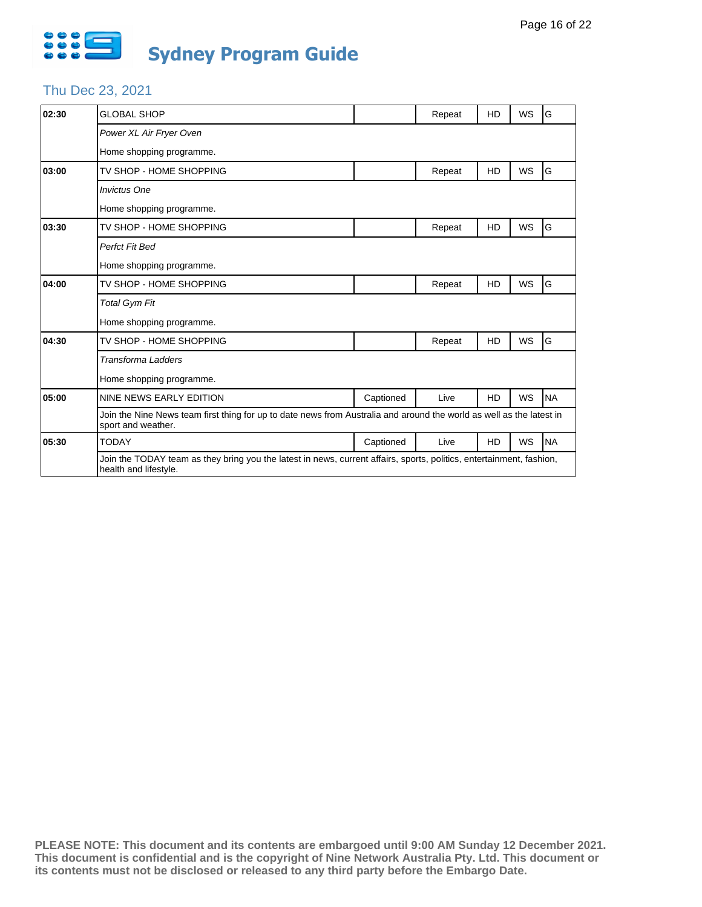# Sydney Program Guide

## Thu Dec 23, 2021

| Time | Program | Captioned | Status | HD | WS | Rating |
|---|---|---|---|---|---|---|
| **02:30** | GLOBAL SHOP | | Repeat | HD | WS | G |
| | *Power XL Air Fryer Oven* | | | | | |
| | Home shopping programme. | | | | | |
| **03:00** | TV SHOP - HOME SHOPPING | | Repeat | HD | WS | G |
| | *Invictus One* | | | | | |
| | Home shopping programme. | | | | | |
| **03:30** | TV SHOP - HOME SHOPPING | | Repeat | HD | WS | G |
| | *Perfct Fit Bed* | | | | | |
| | Home shopping programme. | | | | | |
| **04:00** | TV SHOP - HOME SHOPPING | | Repeat | HD | WS | G |
| | *Total Gym Fit* | | | | | |
| | Home shopping programme. | | | | | |
| **04:30** | TV SHOP - HOME SHOPPING | | Repeat | HD | WS | G |
| | *Transforma Ladders* | | | | | |
| | Home shopping programme. | | | | | |
| **05:00** | NINE NEWS EARLY EDITION | Captioned | Live | HD | WS | NA |
| | Join the Nine News team first thing for up to date news from Australia and around the world as well as the latest in sport and weather. | | | | | |
| **05:30** | TODAY | Captioned | Live | HD | WS | NA |
| | Join the TODAY team as they bring you the latest in news, current affairs, sports, politics, entertainment, fashion, health and lifestyle. | | | | | |

**PLEASE NOTE: This document and its contents are embargoed until 9:00 AM Sunday 12 December 2021. This document is confidential and is the copyright of Nine Network Australia Pty. Ltd. This document or its contents must not be disclosed or released to any third party before the Embargo Date.**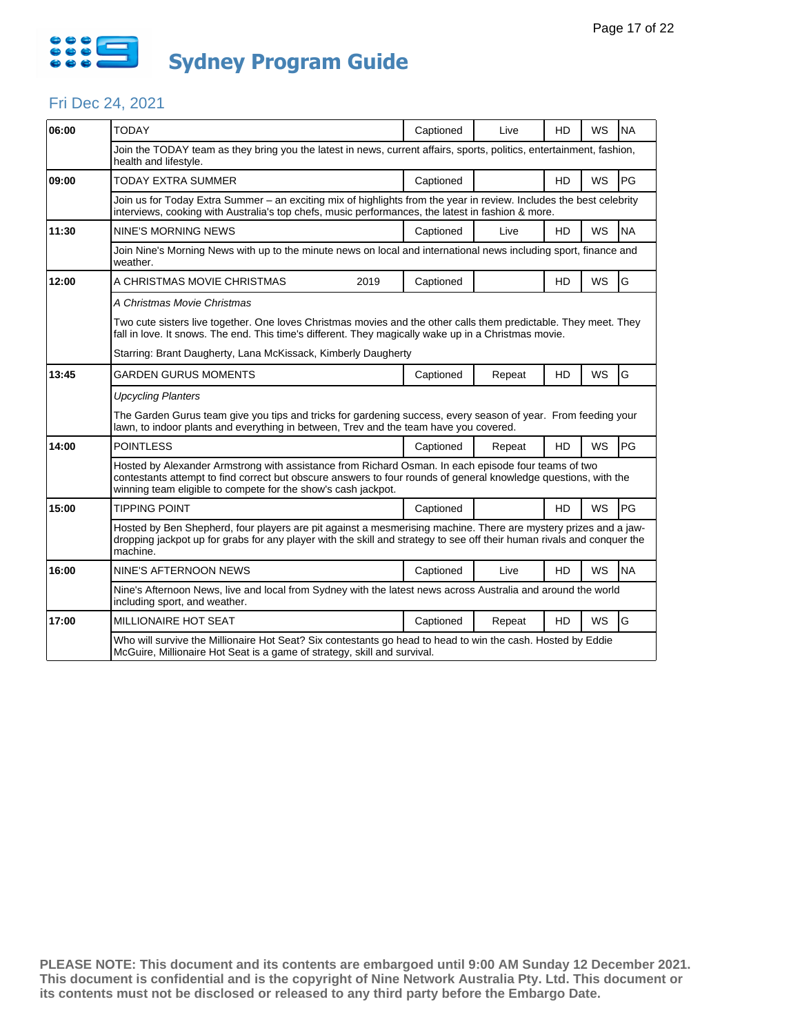# Sydney Program Guide

## Fri Dec 24, 2021

| Time | Program | | Captioned | Live/Repeat | HD | WS | Rating |
|---|---|---|---|---|---|---|---|
| 06:00 | TODAY | | Captioned | Live | HD | WS | NA |
| | Join the TODAY team as they bring you the latest in news, current affairs, sports, politics, entertainment, fashion, health and lifestyle. | | | | | | |
| 09:00 | TODAY EXTRA SUMMER | | Captioned | | HD | WS | PG |
| | Join us for Today Extra Summer – an exciting mix of highlights from the year in review. Includes the best celebrity interviews, cooking with Australia's top chefs, music performances, the latest in fashion & more. | | | | | | |
| 11:30 | NINE'S MORNING NEWS | | Captioned | Live | HD | WS | NA |
| | Join Nine's Morning News with up to the minute news on local and international news including sport, finance and weather. | | | | | | |
| 12:00 | A CHRISTMAS MOVIE CHRISTMAS | 2019 | Captioned | | HD | WS | G |
| | *A Christmas Movie Christmas*<br><br>Two cute sisters live together. One loves Christmas movies and the other calls them predictable. They meet. They fall in love. It snows. The end. This time's different. They magically wake up in a Christmas movie.<br><br>Starring: Brant Daugherty, Lana McKissack, Kimberly Daugherty | | | | | | |
| 13:45 | GARDEN GURUS MOMENTS | | Captioned | Repeat | HD | WS | G |
| | *Upcycling Planters*<br><br>The Garden Gurus team give you tips and tricks for gardening success, every season of year. From feeding your lawn, to indoor plants and everything in between, Trev and the team have you covered. | | | | | | |
| 14:00 | POINTLESS | | Captioned | Repeat | HD | WS | PG |
| | Hosted by Alexander Armstrong with assistance from Richard Osman. In each episode four teams of two contestants attempt to find correct but obscure answers to four rounds of general knowledge questions, with the winning team eligible to compete for the show's cash jackpot. | | | | | | |
| 15:00 | TIPPING POINT | | Captioned | | HD | WS | PG |
| | Hosted by Ben Shepherd, four players are pit against a mesmerising machine. There are mystery prizes and a jaw-dropping jackpot up for grabs for any player with the skill and strategy to see off their human rivals and conquer the machine. | | | | | | |
| 16:00 | NINE'S AFTERNOON NEWS | | Captioned | Live | HD | WS | NA |
| | Nine's Afternoon News, live and local from Sydney with the latest news across Australia and around the world including sport, and weather. | | | | | | |
| 17:00 | MILLIONAIRE HOT SEAT | | Captioned | Repeat | HD | WS | G |
| | Who will survive the Millionaire Hot Seat? Six contestants go head to head to win the cash. Hosted by Eddie McGuire, Millionaire Hot Seat is a game of strategy, skill and survival. | | | | | | |

**PLEASE NOTE: This document and its contents are embargoed until 9:00 AM Sunday 12 December 2021. This document is confidential and is the copyright of Nine Network Australia Pty. Ltd. This document or its contents must not be disclosed or released to any third party before the Embargo Date.**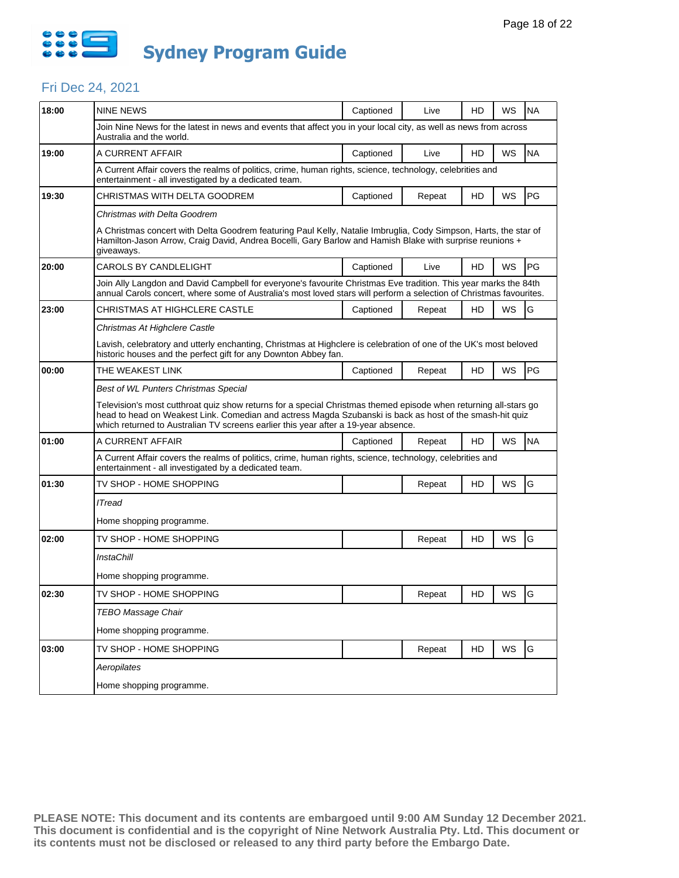# Sydney Program Guide

## Fri Dec 24, 2021

| Time | Program | Captioned | Status | HD | WS | Rating |
|---|---|---|---|---|---|---|
| 18:00 | NINE NEWS | Captioned | Live | HD | WS | NA |
| | Join Nine News for the latest in news and events that affect you in your local city, as well as news from across Australia and the world. | | | | | |
| 19:00 | A CURRENT AFFAIR | Captioned | Live | HD | WS | NA |
| | A Current Affair covers the realms of politics, crime, human rights, science, technology, celebrities and entertainment - all investigated by a dedicated team. | | | | | |
| 19:30 | CHRISTMAS WITH DELTA GOODREM | Captioned | Repeat | HD | WS | PG |
| | *Christmas with Delta Goodrem* | | | | | |
| | A Christmas concert with Delta Goodrem featuring Paul Kelly, Natalie Imbruglia, Cody Simpson, Harts, the star of Hamilton-Jason Arrow, Craig David, Andrea Bocelli, Gary Barlow and Hamish Blake with surprise reunions + giveaways. | | | | | |
| 20:00 | CAROLS BY CANDLELIGHT | Captioned | Live | HD | WS | PG |
| | Join Ally Langdon and David Campbell for everyone's favourite Christmas Eve tradition. This year marks the 84th annual Carols concert, where some of Australia's most loved stars will perform a selection of Christmas favourites. | | | | | |
| 23:00 | CHRISTMAS AT HIGHCLERE CASTLE | Captioned | Repeat | HD | WS | G |
| | *Christmas At Highclere Castle* | | | | | |
| | Lavish, celebratory and utterly enchanting, Christmas at Highclere is celebration of one of the UK's most beloved historic houses and the perfect gift for any Downton Abbey fan. | | | | | |
| 00:00 | THE WEAKEST LINK | Captioned | Repeat | HD | WS | PG |
| | *Best of WL Punters Christmas Special* | | | | | |
| | Television's most cutthroat quiz show returns for a special Christmas themed episode when returning all-stars go head to head on Weakest Link. Comedian and actress Magda Szubanski is back as host of the smash-hit quiz which returned to Australian TV screens earlier this year after a 19-year absence. | | | | | |
| 01:00 | A CURRENT AFFAIR | Captioned | Repeat | HD | WS | NA |
| | A Current Affair covers the realms of politics, crime, human rights, science, technology, celebrities and entertainment - all investigated by a dedicated team. | | | | | |
| 01:30 | TV SHOP - HOME SHOPPING | | Repeat | HD | WS | G |
| | *ITread* | | | | | |
| | Home shopping programme. | | | | | |
| 02:00 | TV SHOP - HOME SHOPPING | | Repeat | HD | WS | G |
| | *InstaChill* | | | | | |
| | Home shopping programme. | | | | | |
| 02:30 | TV SHOP - HOME SHOPPING | | Repeat | HD | WS | G |
| | *TEBO Massage Chair* | | | | | |
| | Home shopping programme. | | | | | |
| 03:00 | TV SHOP - HOME SHOPPING | | Repeat | HD | WS | G |
| | *Aeropilates* | | | | | |
| | Home shopping programme. | | | | | |

**PLEASE NOTE: This document and its contents are embargoed until 9:00 AM Sunday 12 December 2021. This document is confidential and is the copyright of Nine Network Australia Pty. Ltd. This document or its contents must not be disclosed or released to any third party before the Embargo Date.**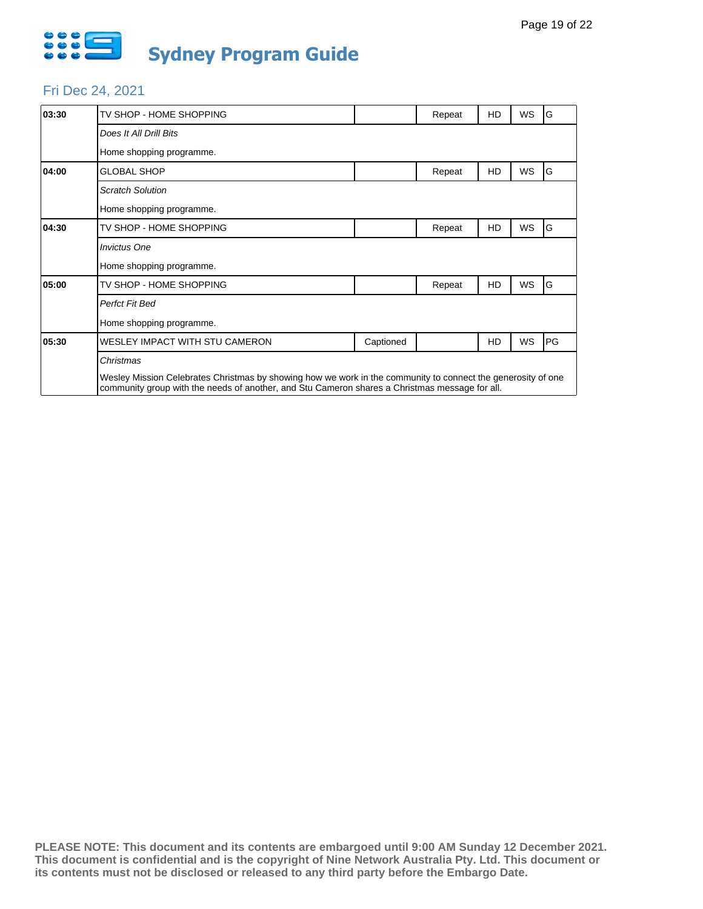# Sydney Program Guide

## Fri Dec 24, 2021

| Time | Program | Captioned | Repeat | HD | WS | Rating |
|---|---|---|---|---|---|---|
| **03:30** | TV SHOP - HOME SHOPPING | | Repeat | HD | WS | G |
| | *Does It All Drill Bits* | | | | | |
| | Home shopping programme. | | | | | |
| **04:00** | GLOBAL SHOP | | Repeat | HD | WS | G |
| | *Scratch Solution* | | | | | |
| | Home shopping programme. | | | | | |
| **04:30** | TV SHOP - HOME SHOPPING | | Repeat | HD | WS | G |
| | *Invictus One* | | | | | |
| | Home shopping programme. | | | | | |
| **05:00** | TV SHOP - HOME SHOPPING | | Repeat | HD | WS | G |
| | *Perfct Fit Bed* | | | | | |
| | Home shopping programme. | | | | | |
| **05:30** | WESLEY IMPACT WITH STU CAMERON | Captioned | | HD | WS | PG |
| | *Christmas* | | | | | |
| | Wesley Mission Celebrates Christmas by showing how we work in the community to connect the generosity of one community group with the needs of another, and Stu Cameron shares a Christmas message for all. | | | | | |

**PLEASE NOTE: This document and its contents are embargoed until 9:00 AM Sunday 12 December 2021. This document is confidential and is the copyright of Nine Network Australia Pty. Ltd. This document or its contents must not be disclosed or released to any third party before the Embargo Date.**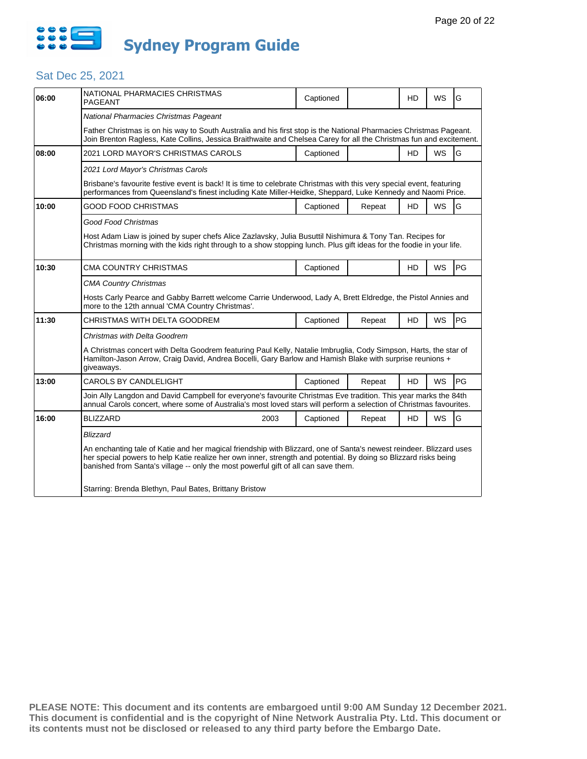# Sydney Program Guide

## Sat Dec 25, 2021

| Time | Program | Year | Captioned | Repeat | HD | WS | Rating |
|---|---|---|---|---|---|---|---|
| 06:00 | NATIONAL PHARMACIES CHRISTMAS PAGEANT | | Captioned | | HD | WS | G |
| | *National Pharmacies Christmas Pageant*<br><br>Father Christmas is on his way to South Australia and his first stop is the National Pharmacies Christmas Pageant. Join Brenton Ragless, Kate Collins, Jessica Braithwaite and Chelsea Carey for all the Christmas fun and excitement. | | | | | | |
| 08:00 | 2021 LORD MAYOR'S CHRISTMAS CAROLS | | Captioned | | HD | WS | G |
| | *2021 Lord Mayor's Christmas Carols*<br><br>Brisbane's favourite festive event is back! It is time to celebrate Christmas with this very special event, featuring performances from Queensland's finest including Kate Miller-Heidke, Sheppard, Luke Kennedy and Naomi Price. | | | | | | |
| 10:00 | GOOD FOOD CHRISTMAS | | Captioned | Repeat | HD | WS | G |
| | *Good Food Christmas*<br><br>Host Adam Liaw is joined by super chefs Alice Zazlavsky, Julia Busuttil Nishimura & Tony Tan. Recipes for Christmas morning with the kids right through to a show stopping lunch. Plus gift ideas for the foodie in your life. | | | | | | |
| 10:30 | CMA COUNTRY CHRISTMAS | | Captioned | | HD | WS | PG |
| | *CMA Country Christmas*<br><br>Hosts Carly Pearce and Gabby Barrett welcome Carrie Underwood, Lady A, Brett Eldredge, the Pistol Annies and more to the 12th annual 'CMA Country Christmas'. | | | | | | |
| 11:30 | CHRISTMAS WITH DELTA GOODREM | | Captioned | Repeat | HD | WS | PG |
| | *Christmas with Delta Goodrem*<br><br>A Christmas concert with Delta Goodrem featuring Paul Kelly, Natalie Imbruglia, Cody Simpson, Harts, the star of Hamilton-Jason Arrow, Craig David, Andrea Bocelli, Gary Barlow and Hamish Blake with surprise reunions + giveaways. | | | | | | |
| 13:00 | CAROLS BY CANDLELIGHT | | Captioned | Repeat | HD | WS | PG |
| | Join Ally Langdon and David Campbell for everyone's favourite Christmas Eve tradition. This year marks the 84th annual Carols concert, where some of Australia's most loved stars will perform a selection of Christmas favourites. | | | | | | |
| 16:00 | BLIZZARD | 2003 | Captioned | Repeat | HD | WS | G |
| | *Blizzard*<br><br>An enchanting tale of Katie and her magical friendship with Blizzard, one of Santa's newest reindeer. Blizzard uses her special powers to help Katie realize her own inner, strength and potential. By doing so Blizzard risks being banished from Santa's village -- only the most powerful gift of all can save them.<br><br>Starring: Brenda Blethyn, Paul Bates, Brittany Bristow | | | | | | |

**PLEASE NOTE: This document and its contents are embargoed until 9:00 AM Sunday 12 December 2021. This document is confidential and is the copyright of Nine Network Australia Pty. Ltd. This document or its contents must not be disclosed or released to any third party before the Embargo Date.**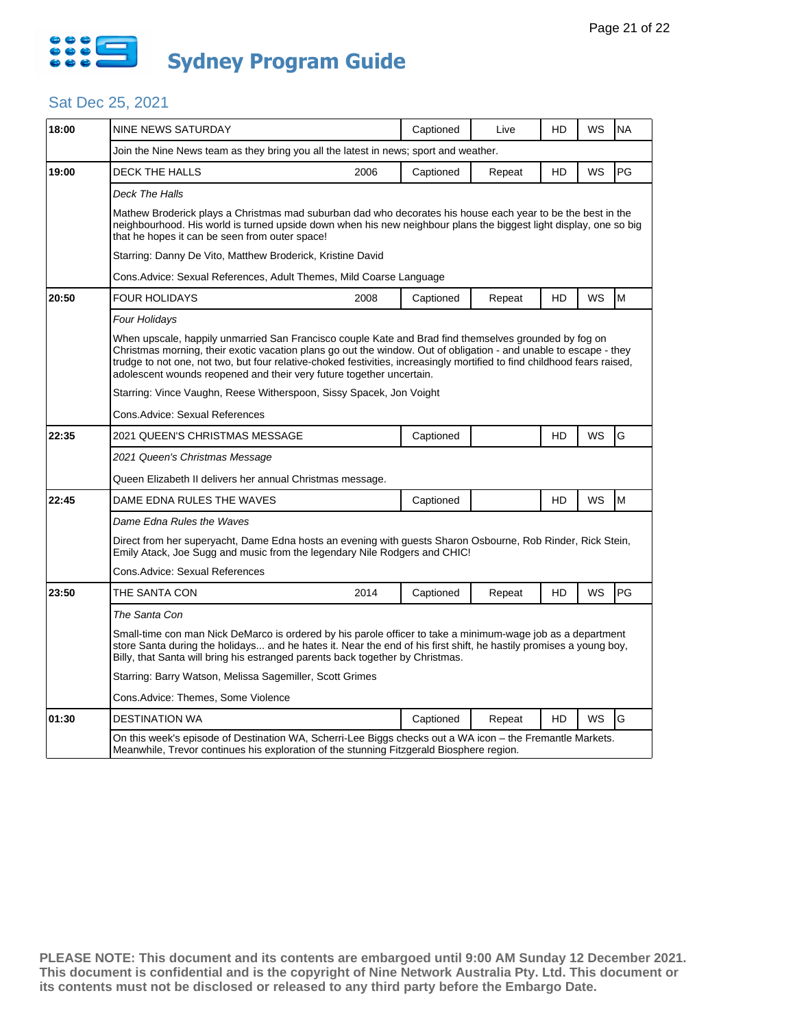# Sydney Program Guide

## Sat Dec 25, 2021

| Time | Program | Year | Captioned | Status | HD | WS | Rating |
|---|---|---|---|---|---|---|---|
| 18:00 | NINE NEWS SATURDAY | | Captioned | Live | HD | WS | NA |
| | Join the Nine News team as they bring you all the latest in news; sport and weather. | | | | | | |
| 19:00 | DECK THE HALLS | 2006 | Captioned | Repeat | HD | WS | PG |
| | *Deck The Halls*<br><br>Mathew Broderick plays a Christmas mad suburban dad who decorates his house each year to be the best in the neighbourhood. His world is turned upside down when his new neighbour plans the biggest light display, one so big that he hopes it can be seen from outer space!<br><br>Starring: Danny De Vito, Matthew Broderick, Kristine David<br><br>Cons.Advice: Sexual References, Adult Themes, Mild Coarse Language | | | | | | |
| 20:50 | FOUR HOLIDAYS | 2008 | Captioned | Repeat | HD | WS | M |
| | *Four Holidays*<br><br>When upscale, happily unmarried San Francisco couple Kate and Brad find themselves grounded by fog on Christmas morning, their exotic vacation plans go out the window. Out of obligation - and unable to escape - they trudge to not one, not two, but four relative-choked festivities, increasingly mortified to find childhood fears raised, adolescent wounds reopened and their very future together uncertain.<br><br>Starring: Vince Vaughn, Reese Witherspoon, Sissy Spacek, Jon Voight<br><br>Cons.Advice: Sexual References | | | | | | |
| 22:35 | 2021 QUEEN'S CHRISTMAS MESSAGE | | Captioned | | HD | WS | G |
| | *2021 Queen's Christmas Message*<br><br>Queen Elizabeth II delivers her annual Christmas message. | | | | | | |
| 22:45 | DAME EDNA RULES THE WAVES | | Captioned | | HD | WS | M |
| | *Dame Edna Rules the Waves*<br><br>Direct from her superyacht, Dame Edna hosts an evening with guests Sharon Osbourne, Rob Rinder, Rick Stein, Emily Atack, Joe Sugg and music from the legendary Nile Rodgers and CHIC!<br><br>Cons.Advice: Sexual References | | | | | | |
| 23:50 | THE SANTA CON | 2014 | Captioned | Repeat | HD | WS | PG |
| | *The Santa Con*<br><br>Small-time con man Nick DeMarco is ordered by his parole officer to take a minimum-wage job as a department store Santa during the holidays... and he hates it. Near the end of his first shift, he hastily promises a young boy, Billy, that Santa will bring his estranged parents back together by Christmas.<br><br>Starring: Barry Watson, Melissa Sagemiller, Scott Grimes<br><br>Cons.Advice: Themes, Some Violence | | | | | | |
| 01:30 | DESTINATION WA | | Captioned | Repeat | HD | WS | G |
| | On this week's episode of Destination WA, Scherri-Lee Biggs checks out a WA icon – the Fremantle Markets. Meanwhile, Trevor continues his exploration of the stunning Fitzgerald Biosphere region. | | | | | | |

**PLEASE NOTE: This document and its contents are embargoed until 9:00 AM Sunday 12 December 2021. This document is confidential and is the copyright of Nine Network Australia Pty. Ltd. This document or its contents must not be disclosed or released to any third party before the Embargo Date.**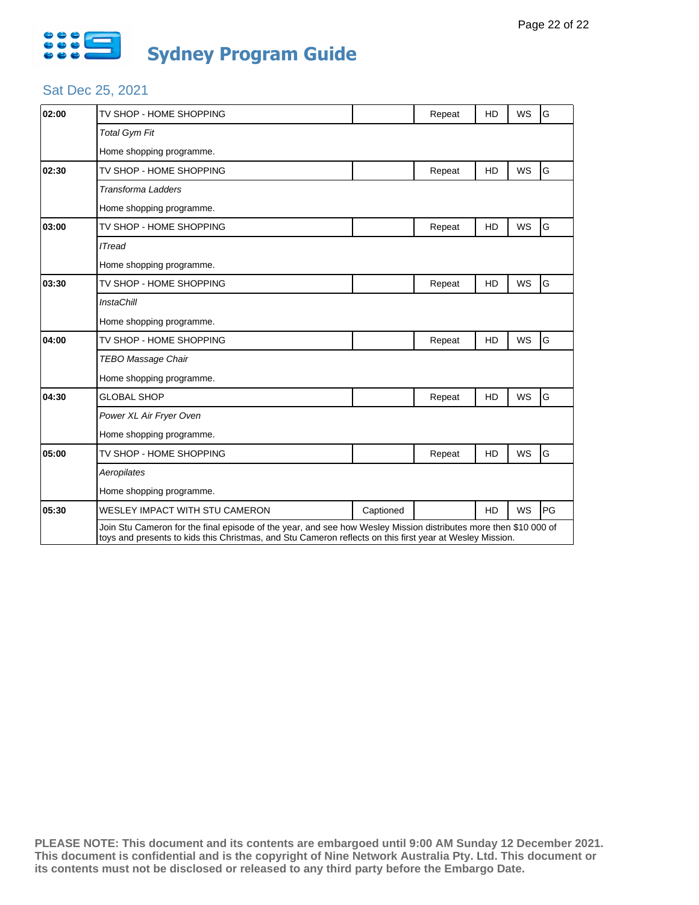# Sydney Program Guide

## Sat Dec 25, 2021

| | | | | | | |
|---|---|---|---|---|---|---|
| **02:00** | TV SHOP - HOME SHOPPING | | Repeat | HD | WS | G |
| | *Total Gym Fit* | | | | | |
| | Home shopping programme. | | | | | |
| **02:30** | TV SHOP - HOME SHOPPING | | Repeat | HD | WS | G |
| | *Transforma Ladders* | | | | | |
| | Home shopping programme. | | | | | |
| **03:00** | TV SHOP - HOME SHOPPING | | Repeat | HD | WS | G |
| | *ITread* | | | | | |
| | Home shopping programme. | | | | | |
| **03:30** | TV SHOP - HOME SHOPPING | | Repeat | HD | WS | G |
| | *InstaChill* | | | | | |
| | Home shopping programme. | | | | | |
| **04:00** | TV SHOP - HOME SHOPPING | | Repeat | HD | WS | G |
| | *TEBO Massage Chair* | | | | | |
| | Home shopping programme. | | | | | |
| **04:30** | GLOBAL SHOP | | Repeat | HD | WS | G |
| | *Power XL Air Fryer Oven* | | | | | |
| | Home shopping programme. | | | | | |
| **05:00** | TV SHOP - HOME SHOPPING | | Repeat | HD | WS | G |
| | *Aeropilates* | | | | | |
| | Home shopping programme. | | | | | |
| **05:30** | WESLEY IMPACT WITH STU CAMERON | Captioned | | HD | WS | PG |
| | Join Stu Cameron for the final episode of the year, and see how Wesley Mission distributes more then $10 000 of toys and presents to kids this Christmas, and Stu Cameron reflects on this first year at Wesley Mission. | | | | | |

**PLEASE NOTE: This document and its contents are embargoed until 9:00 AM Sunday 12 December 2021. This document is confidential and is the copyright of Nine Network Australia Pty. Ltd. This document or its contents must not be disclosed or released to any third party before the Embargo Date.**